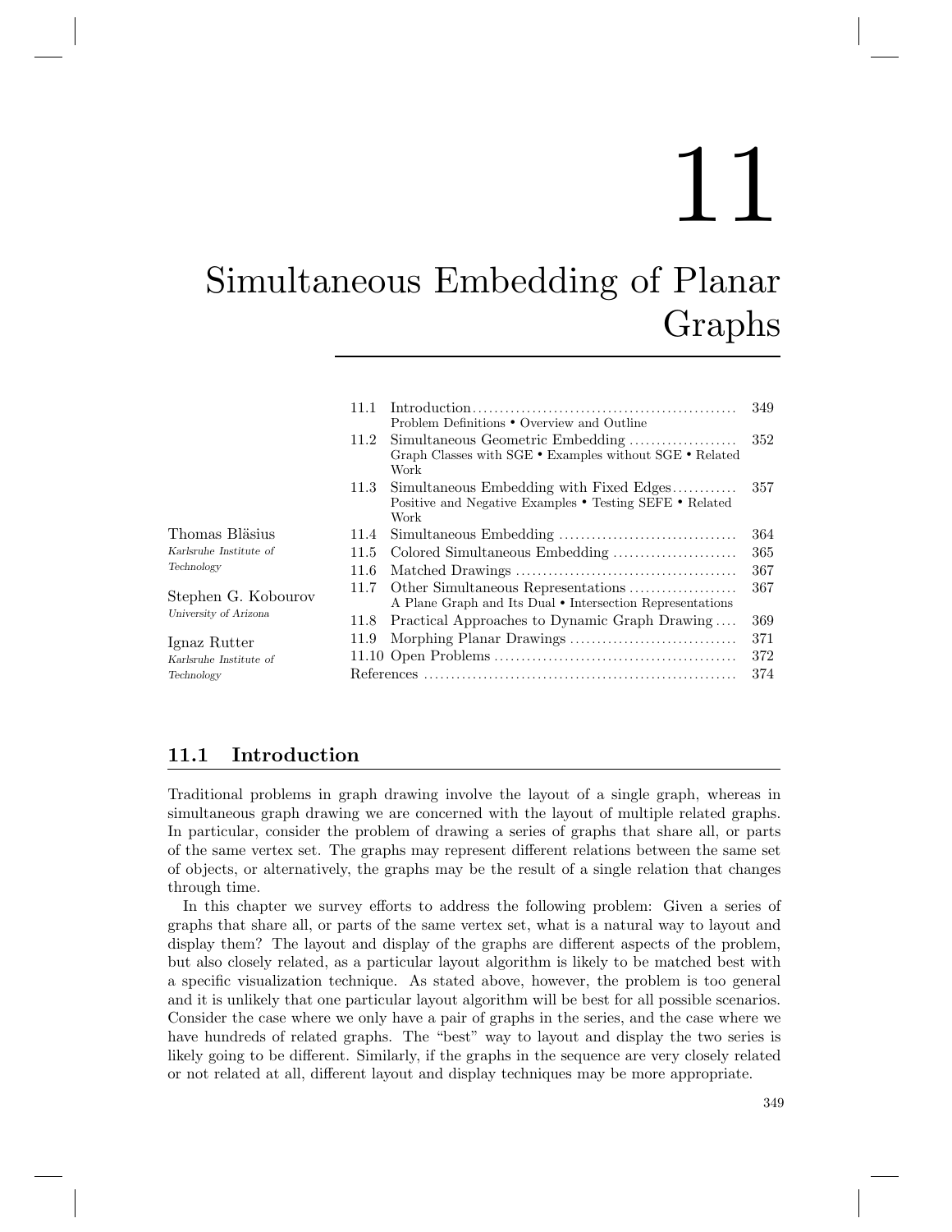# 11

# Simultaneous Embedding of Planar Graphs

Thomas Bläsius
*Karlsruhe Institute of Technology*

Stephen G. Kobourov
*University of Arizona*

Ignaz Rutter
*Karlsruhe Institute of Technology*

| | | |
|---|---|---|
| 11.1 | Introduction<br>Problem Definitions • Overview and Outline | 349 |
| 11.2 | Simultaneous Geometric Embedding<br>Graph Classes with SGE • Examples without SGE • Related Work | 352 |
| 11.3 | Simultaneous Embedding with Fixed Edges<br>Positive and Negative Examples • Testing SEFE • Related Work | 357 |
| 11.4 | Simultaneous Embedding | 364 |
| 11.5 | Colored Simultaneous Embedding | 365 |
| 11.6 | Matched Drawings | 367 |
| 11.7 | Other Simultaneous Representations<br>A Plane Graph and Its Dual • Intersection Representations | 367 |
| 11.8 | Practical Approaches to Dynamic Graph Drawing | 369 |
| 11.9 | Morphing Planar Drawings | 371 |
| 11.10 | Open Problems | 372 |
| | References | 374 |

## 11.1 Introduction

Traditional problems in graph drawing involve the layout of a single graph, whereas in simultaneous graph drawing we are concerned with the layout of multiple related graphs. In particular, consider the problem of drawing a series of graphs that share all, or parts of the same vertex set. The graphs may represent different relations between the same set of objects, or alternatively, the graphs may be the result of a single relation that changes through time.

In this chapter we survey efforts to address the following problem: Given a series of graphs that share all, or parts of the same vertex set, what is a natural way to layout and display them? The layout and display of the graphs are different aspects of the problem, but also closely related, as a particular layout algorithm is likely to be matched best with a specific visualization technique. As stated above, however, the problem is too general and it is unlikely that one particular layout algorithm will be best for all possible scenarios. Consider the case where we only have a pair of graphs in the series, and the case where we have hundreds of related graphs. The "best" way to layout and display the two series is likely going to be different. Similarly, if the graphs in the sequence are very closely related or not related at all, different layout and display techniques may be more appropriate.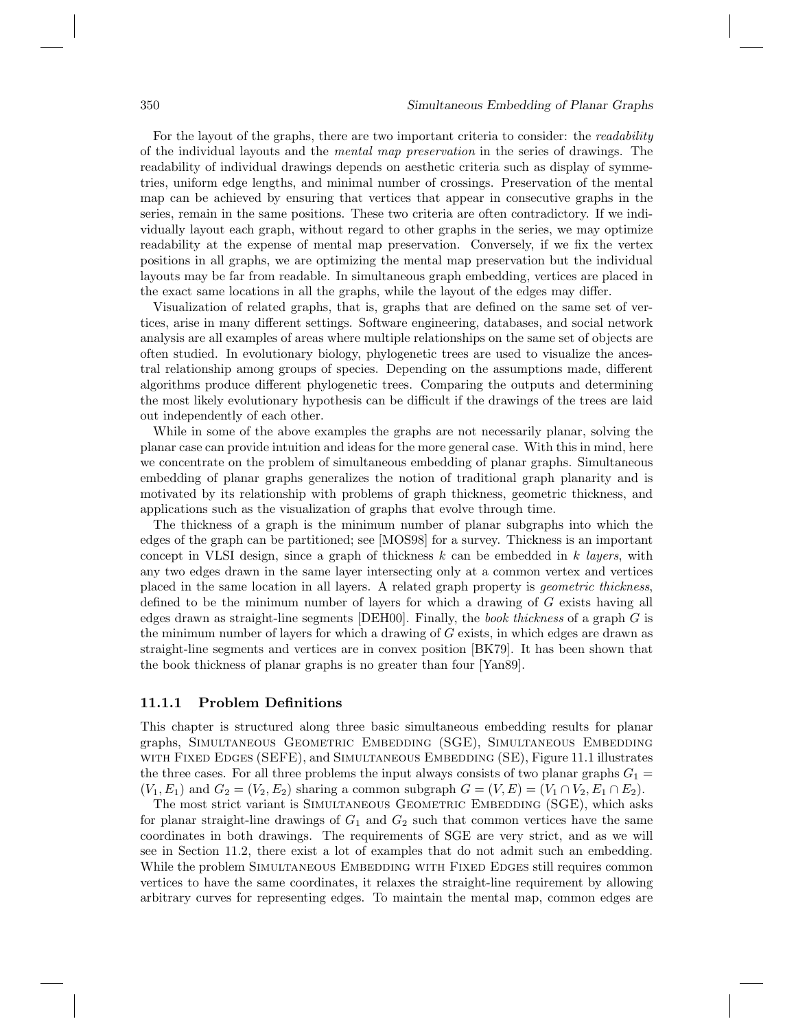For the layout of the graphs, there are two important criteria to consider: the *readability* of the individual layouts and the *mental map preservation* in the series of drawings. The readability of individual drawings depends on aesthetic criteria such as display of symmetries, uniform edge lengths, and minimal number of crossings. Preservation of the mental map can be achieved by ensuring that vertices that appear in consecutive graphs in the series, remain in the same positions. These two criteria are often contradictory. If we individually layout each graph, without regard to other graphs in the series, we may optimize readability at the expense of mental map preservation. Conversely, if we fix the vertex positions in all graphs, we are optimizing the mental map preservation but the individual layouts may be far from readable. In simultaneous graph embedding, vertices are placed in the exact same locations in all the graphs, while the layout of the edges may differ.

Visualization of related graphs, that is, graphs that are defined on the same set of vertices, arise in many different settings. Software engineering, databases, and social network analysis are all examples of areas where multiple relationships on the same set of objects are often studied. In evolutionary biology, phylogenetic trees are used to visualize the ancestral relationship among groups of species. Depending on the assumptions made, different algorithms produce different phylogenetic trees. Comparing the outputs and determining the most likely evolutionary hypothesis can be difficult if the drawings of the trees are laid out independently of each other.

While in some of the above examples the graphs are not necessarily planar, solving the planar case can provide intuition and ideas for the more general case. With this in mind, here we concentrate on the problem of simultaneous embedding of planar graphs. Simultaneous embedding of planar graphs generalizes the notion of traditional graph planarity and is motivated by its relationship with problems of graph thickness, geometric thickness, and applications such as the visualization of graphs that evolve through time.

The thickness of a graph is the minimum number of planar subgraphs into which the edges of the graph can be partitioned; see [MOS98] for a survey. Thickness is an important concept in VLSI design, since a graph of thickness $k$ can be embedded in $k$ *layers*, with any two edges drawn in the same layer intersecting only at a common vertex and vertices placed in the same location in all layers. A related graph property is *geometric thickness*, defined to be the minimum number of layers for which a drawing of $G$ exists having all edges drawn as straight-line segments [DEH00]. Finally, the *book thickness* of a graph $G$ is the minimum number of layers for which a drawing of $G$ exists, in which edges are drawn as straight-line segments and vertices are in convex position [BK79]. It has been shown that the book thickness of planar graphs is no greater than four [Yan89].

### 11.1.1 Problem Definitions

This chapter is structured along three basic simultaneous embedding results for planar graphs, Simultaneous Geometric Embedding (SGE), Simultaneous Embedding with Fixed Edges (SEFE), and Simultaneous Embedding (SE), Figure 11.1 illustrates the three cases. For all three problems the input always consists of two planar graphs $G_1 = (V_1, E_1)$ and $G_2 = (V_2, E_2)$ sharing a common subgraph $G = (V, E) = (V_1 \cap V_2, E_1 \cap E_2)$.

The most strict variant is Simultaneous Geometric Embedding (SGE), which asks for planar straight-line drawings of $G_1$ and $G_2$ such that common vertices have the same coordinates in both drawings. The requirements of SGE are very strict, and as we will see in Section 11.2, there exist a lot of examples that do not admit such an embedding. While the problem Simultaneous Embedding with Fixed Edges still requires common vertices to have the same coordinates, it relaxes the straight-line requirement by allowing arbitrary curves for representing edges. To maintain the mental map, common edges are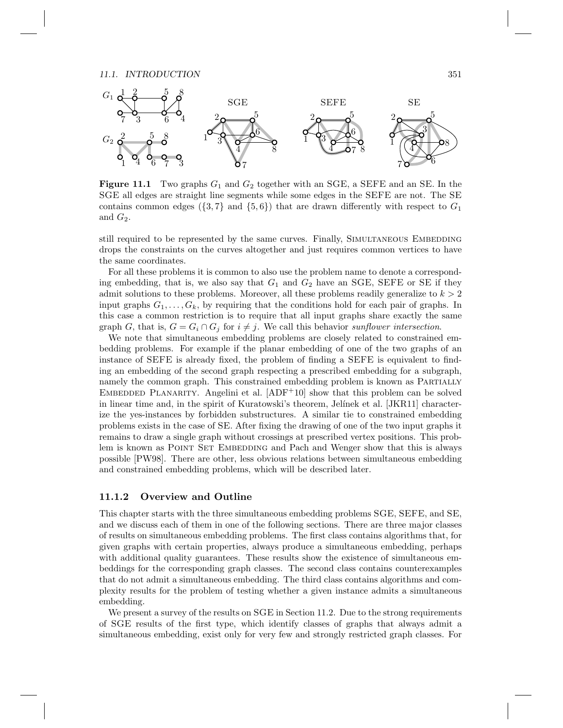**Figure 11.1** Two graphs $G_1$ and $G_2$ together with an SGE, a SEFE and an SE. In the SGE all edges are straight line segments while some edges in the SEFE are not. The SE contains common edges ($\{3,7\}$ and $\{5,6\}$) that are drawn differently with respect to $G_1$ and $G_2$.

still required to be represented by the same curves. Finally, Simultaneous Embedding drops the constraints on the curves altogether and just requires common vertices to have the same coordinates.

For all these problems it is common to also use the problem name to denote a corresponding embedding, that is, we also say that $G_1$ and $G_2$ have an SGE, SEFE or SE if they admit solutions to these problems. Moreover, all these problems readily generalize to $k > 2$ input graphs $G_1, \dots, G_k$, by requiring that the conditions hold for each pair of graphs. In this case a common restriction is to require that all input graphs share exactly the same graph $G$, that is, $G = G_i \cap G_j$ for $i \neq j$. We call this behavior *sunflower intersection*.

We note that simultaneous embedding problems are closely related to constrained embedding problems. For example if the planar embedding of one of the two graphs of an instance of SEFE is already fixed, the problem of finding a SEFE is equivalent to finding an embedding of the second graph respecting a prescribed embedding for a subgraph, namely the common graph. This constrained embedding problem is known as Partially Embedded Planarity. Angelini et al. [ADF+10] show that this problem can be solved in linear time and, in the spirit of Kuratowski's theorem, Jelínek et al. [JKR11] characterize the yes-instances by forbidden substructures. A similar tie to constrained embedding problems exists in the case of SE. After fixing the drawing of one of the two input graphs it remains to draw a single graph without crossings at prescribed vertex positions. This problem is known as Point Set Embedding and Pach and Wenger show that this is always possible [PW98]. There are other, less obvious relations between simultaneous embedding and constrained embedding problems, which will be described later.

### 11.1.2 Overview and Outline

This chapter starts with the three simultaneous embedding problems SGE, SEFE, and SE, and we discuss each of them in one of the following sections. There are three major classes of results on simultaneous embedding problems. The first class contains algorithms that, for given graphs with certain properties, always produce a simultaneous embedding, perhaps with additional quality guarantees. These results show the existence of simultaneous embeddings for the corresponding graph classes. The second class contains counterexamples that do not admit a simultaneous embedding. The third class contains algorithms and complexity results for the problem of testing whether a given instance admits a simultaneous embedding.

We present a survey of the results on SGE in Section 11.2. Due to the strong requirements of SGE results of the first type, which identify classes of graphs that always admit a simultaneous embedding, exist only for very few and strongly restricted graph classes. For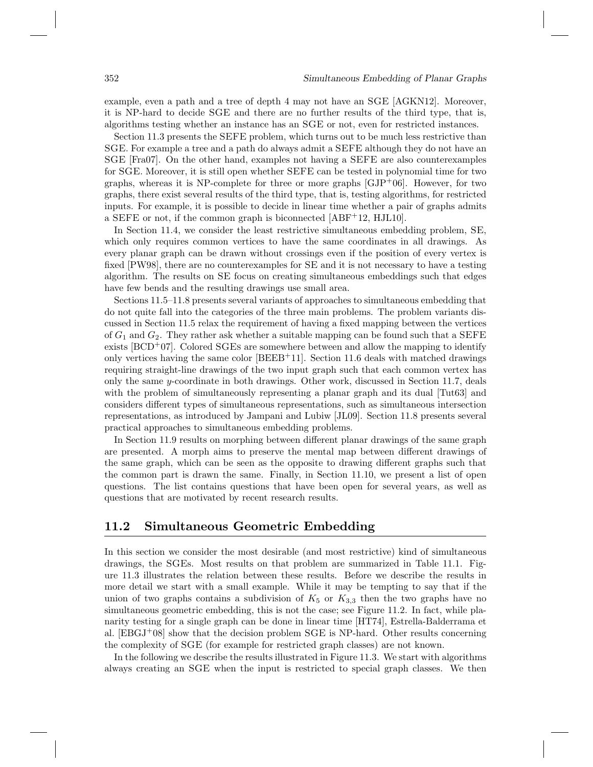example, even a path and a tree of depth 4 may not have an SGE [AGKN12]. Moreover, it is NP-hard to decide SGE and there are no further results of the third type, that is, algorithms testing whether an instance has an SGE or not, even for restricted instances.

Section 11.3 presents the SEFE problem, which turns out to be much less restrictive than SGE. For example a tree and a path do always admit a SEFE although they do not have an SGE [Fra07]. On the other hand, examples not having a SEFE are also counterexamples for SGE. Moreover, it is still open whether SEFE can be tested in polynomial time for two graphs, whereas it is NP-complete for three or more graphs [GJP+06]. However, for two graphs, there exist several results of the third type, that is, testing algorithms, for restricted inputs. For example, it is possible to decide in linear time whether a pair of graphs admits a SEFE or not, if the common graph is biconnected [ABF+12, HJL10].

In Section 11.4, we consider the least restrictive simultaneous embedding problem, SE, which only requires common vertices to have the same coordinates in all drawings. As every planar graph can be drawn without crossings even if the position of every vertex is fixed [PW98], there are no counterexamples for SE and it is not necessary to have a testing algorithm. The results on SE focus on creating simultaneous embeddings such that edges have few bends and the resulting drawings use small area.

Sections 11.5–11.8 presents several variants of approaches to simultaneous embedding that do not quite fall into the categories of the three main problems. The problem variants discussed in Section 11.5 relax the requirement of having a fixed mapping between the vertices of $G_1$ and $G_2$. They rather ask whether a suitable mapping can be found such that a SEFE exists [BCD+07]. Colored SGEs are somewhere between and allow the mapping to identify only vertices having the same color [BEEB+11]. Section 11.6 deals with matched drawings requiring straight-line drawings of the two input graph such that each common vertex has only the same $y$-coordinate in both drawings. Other work, discussed in Section 11.7, deals with the problem of simultaneously representing a planar graph and its dual [Tut63] and considers different types of simultaneous representations, such as simultaneous intersection representations, as introduced by Jampani and Lubiw [JL09]. Section 11.8 presents several practical approaches to simultaneous embedding problems.

In Section 11.9 results on morphing between different planar drawings of the same graph are presented. A morph aims to preserve the mental map between different drawings of the same graph, which can be seen as the opposite to drawing different graphs such that the common part is drawn the same. Finally, in Section 11.10, we present a list of open questions. The list contains questions that have been open for several years, as well as questions that are motivated by recent research results.

## 11.2 Simultaneous Geometric Embedding

In this section we consider the most desirable (and most restrictive) kind of simultaneous drawings, the SGEs. Most results on that problem are summarized in Table 11.1. Figure 11.3 illustrates the relation between these results. Before we describe the results in more detail we start with a small example. While it may be tempting to say that if the union of two graphs contains a subdivision of $K_5$ or $K_{3,3}$ then the two graphs have no simultaneous geometric embedding, this is not the case; see Figure 11.2. In fact, while planarity testing for a single graph can be done in linear time [HT74], Estrella-Balderrama et al. [EBGJ+08] show that the decision problem SGE is NP-hard. Other results concerning the complexity of SGE (for example for restricted graph classes) are not known.

In the following we describe the results illustrated in Figure 11.3. We start with algorithms always creating an SGE when the input is restricted to special graph classes. We then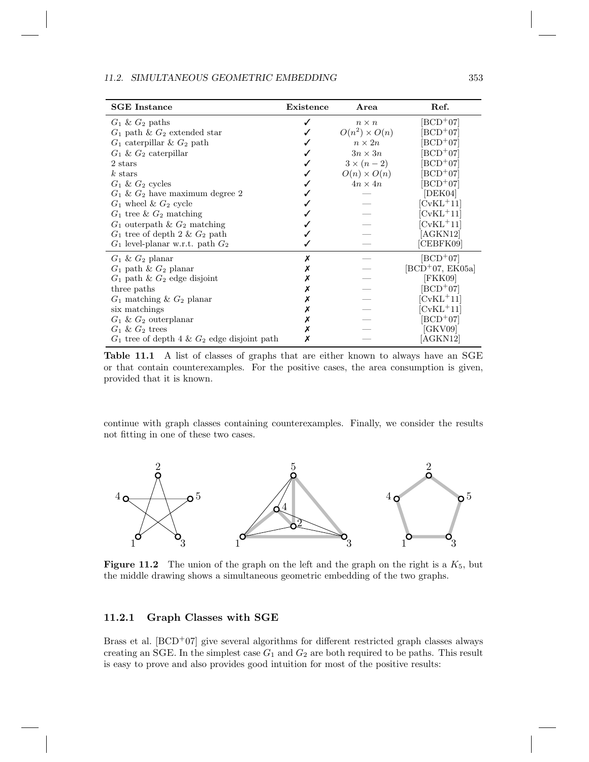| SGE Instance | Existence | Area | Ref. |
|---|---|---|---|
| $G_1$ & $G_2$ paths | ✓ | $n \times n$ | [BCD+07] |
| $G_1$ path & $G_2$ extended star | ✓ | $O(n^2) \times O(n)$ | [BCD+07] |
| $G_1$ caterpillar & $G_2$ path | ✓ | $n \times 2n$ | [BCD+07] |
| $G_1$ & $G_2$ caterpillar | ✓ | $3n \times 3n$ | [BCD+07] |
| 2 stars | ✓ | $3 \times (n-2)$ | [BCD+07] |
| $k$ stars | ✓ | $O(n) \times O(n)$ | [BCD+07] |
| $G_1$ & $G_2$ cycles | ✓ | $4n \times 4n$ | [BCD+07] |
| $G_1$ & $G_2$ have maximum degree 2 | ✓ | — | [DEK04] |
| $G_1$ wheel & $G_2$ cycle | ✓ | — | [CvKL+11] |
| $G_1$ tree & $G_2$ matching | ✓ | — | [CvKL+11] |
| $G_1$ outerpath & $G_2$ matching | ✓ | — | [CvKL+11] |
| $G_1$ tree of depth 2 & $G_2$ path | ✓ | — | [AGKN12] |
| $G_1$ level-planar w.r.t. path $G_2$ | ✓ | — | [CEBFK09] |
| $G_1$ & $G_2$ planar | ✗ | — | [BCD+07] |
| $G_1$ path & $G_2$ planar | ✗ | — | [BCD+07, EK05a] |
| $G_1$ path & $G_2$ edge disjoint | ✗ | — | [FKK09] |
| three paths | ✗ | — | [BCD+07] |
| $G_1$ matching & $G_2$ planar | ✗ | — | [CvKL+11] |
| six matchings | ✗ | — | [CvKL+11] |
| $G_1$ & $G_2$ outerplanar | ✗ | — | [BCD+07] |
| $G_1$ & $G_2$ trees | ✗ | — | [GKV09] |
| $G_1$ tree of depth 4 & $G_2$ edge disjoint path | ✗ | — | [AGKN12] |

**Table 11.1** A list of classes of graphs that are either known to always have an SGE or that contain counterexamples. For the positive cases, the area consumption is given, provided that it is known.

continue with graph classes containing counterexamples. Finally, we consider the results not fitting in one of these two cases.

**Figure 11.2** The union of the graph on the left and the graph on the right is a $K_5$, but the middle drawing shows a simultaneous geometric embedding of the two graphs.

### 11.2.1 Graph Classes with SGE

Brass et al. [BCD+07] give several algorithms for different restricted graph classes always creating an SGE. In the simplest case $G_1$ and $G_2$ are both required to be paths. This result is easy to prove and also provides good intuition for most of the positive results: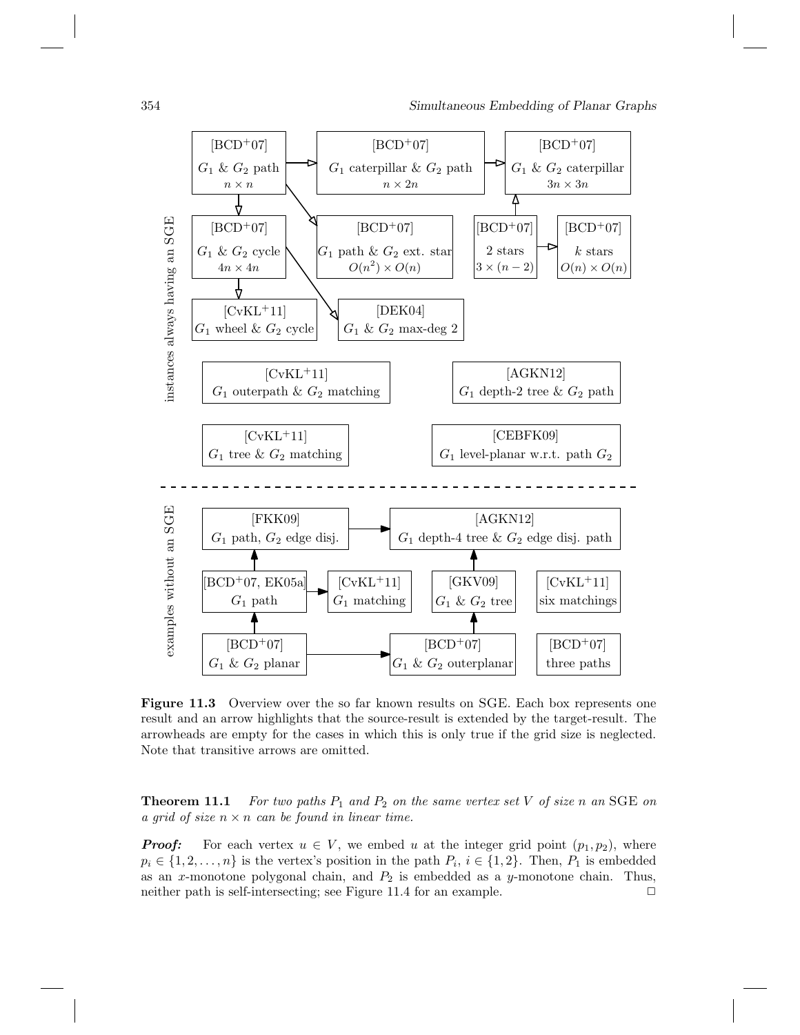**Figure 11.3** Overview over the so far known results on SGE. Each box represents one result and an arrow highlights that the source-result is extended by the target-result. The arrowheads are empty for the cases in which this is only true if the grid size is neglected. Note that transitive arrows are omitted.

**Theorem 11.1** *For two paths $P_1$ and $P_2$ on the same vertex set $V$ of size $n$ an* SGE *on a grid of size $n \times n$ can be found in linear time.*

***Proof:*** For each vertex $u \in V$, we embed $u$ at the integer grid point $(p_1, p_2)$, where $p_i \in \{1, 2, \ldots, n\}$ is the vertex's position in the path $P_i$, $i \in \{1, 2\}$. Then, $P_1$ is embedded as an $x$-monotone polygonal chain, and $P_2$ is embedded as a $y$-monotone chain. Thus, neither path is self-intersecting; see Figure 11.4 for an example. □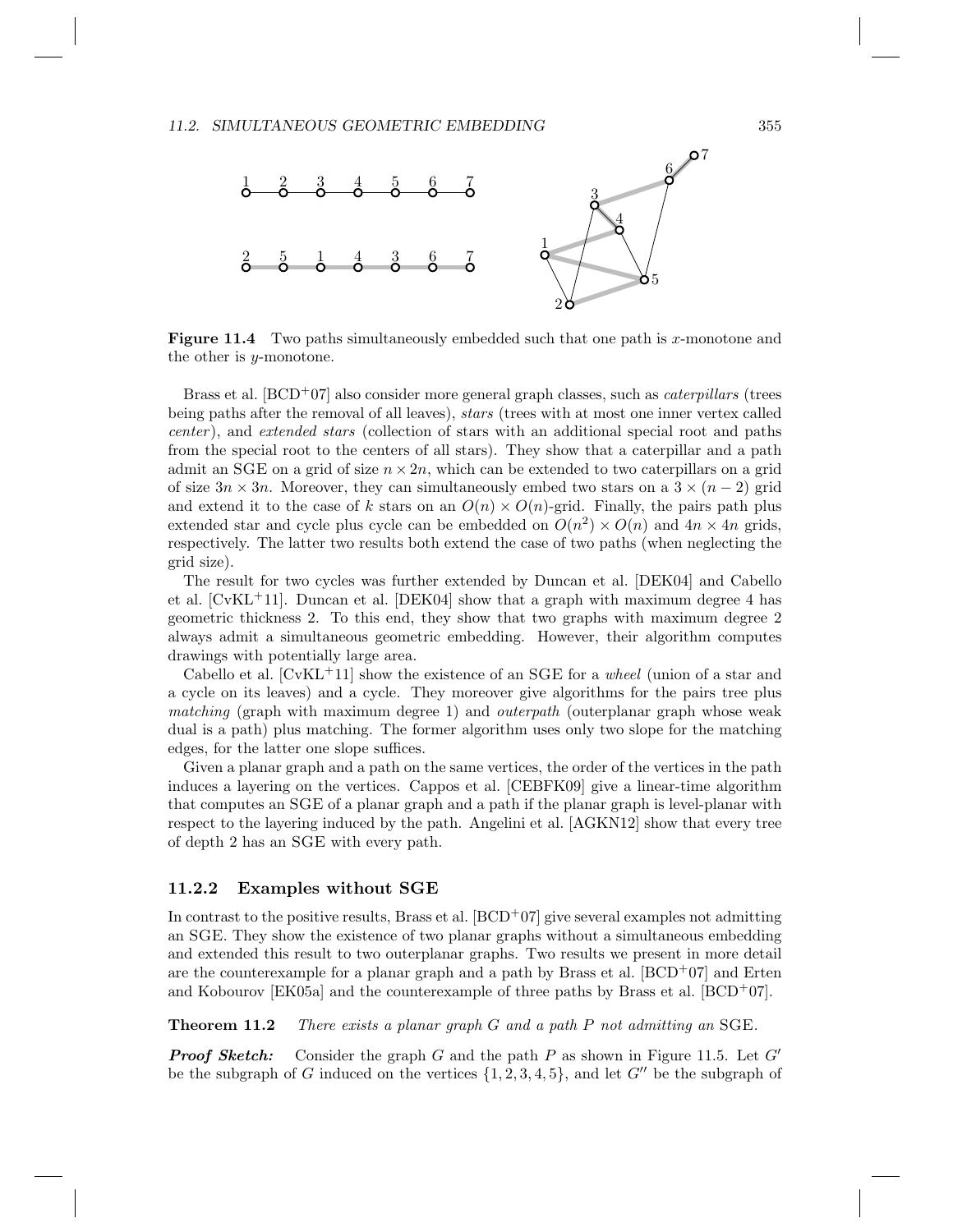**Figure 11.4** Two paths simultaneously embedded such that one path is $x$-monotone and the other is $y$-monotone.

Brass et al. [BCD[+]07] also consider more general graph classes, such as *caterpillars* (trees being paths after the removal of all leaves), *stars* (trees with at most one inner vertex called *center*), and *extended stars* (collection of stars with an additional special root and paths from the special root to the centers of all stars). They show that a caterpillar and a path admit an SGE on a grid of size $n \times 2n$, which can be extended to two caterpillars on a grid of size $3n \times 3n$. Moreover, they can simultaneously embed two stars on a $3 \times (n-2)$ grid and extend it to the case of $k$ stars on an $O(n) \times O(n)$-grid. Finally, the pairs path plus extended star and cycle plus cycle can be embedded on $O(n^2) \times O(n)$ and $4n \times 4n$ grids, respectively. The latter two results both extend the case of two paths (when neglecting the grid size).

The result for two cycles was further extended by Duncan et al. [DEK04] and Cabello et al. [CvKL[+]11]. Duncan et al. [DEK04] show that a graph with maximum degree 4 has geometric thickness 2. To this end, they show that two graphs with maximum degree 2 always admit a simultaneous geometric embedding. However, their algorithm computes drawings with potentially large area.

Cabello et al. [CvKL[+]11] show the existence of an SGE for a *wheel* (union of a star and a cycle on its leaves) and a cycle. They moreover give algorithms for the pairs tree plus *matching* (graph with maximum degree 1) and *outerpath* (outerplanar graph whose weak dual is a path) plus matching. The former algorithm uses only two slope for the matching edges, for the latter one slope suffices.

Given a planar graph and a path on the same vertices, the order of the vertices in the path induces a layering on the vertices. Cappos et al. [CEBFK09] give a linear-time algorithm that computes an SGE of a planar graph and a path if the planar graph is level-planar with respect to the layering induced by the path. Angelini et al. [AGKN12] show that every tree of depth 2 has an SGE with every path.

### 11.2.2 Examples without SGE

In contrast to the positive results, Brass et al. [BCD[+]07] give several examples not admitting an SGE. They show the existence of two planar graphs without a simultaneous embedding and extended this result to two outerplanar graphs. Two results we present in more detail are the counterexample for a planar graph and a path by Brass et al. [BCD[+]07] and Erten and Kobourov [EK05a] and the counterexample of three paths by Brass et al. [BCD[+]07].

**Theorem 11.2** *There exists a planar graph $G$ and a path $P$ not admitting an* SGE.

***Proof Sketch:*** Consider the graph $G$ and the path $P$ as shown in Figure 11.5. Let $G'$ be the subgraph of $G$ induced on the vertices $\{1, 2, 3, 4, 5\}$, and let $G''$ be the subgraph of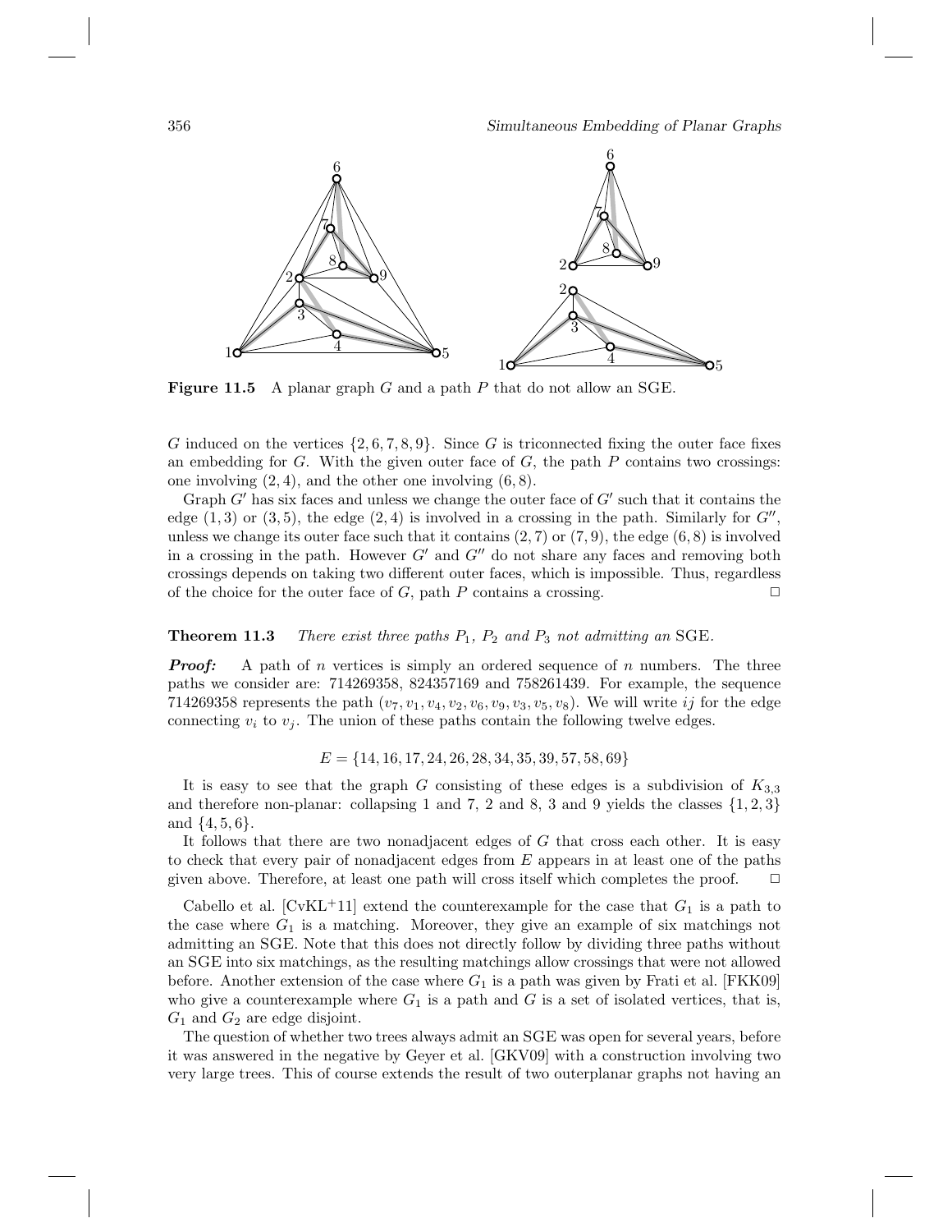**Figure 11.5** A planar graph $G$ and a path $P$ that do not allow an SGE.

$G$ induced on the vertices $\{2, 6, 7, 8, 9\}$. Since $G$ is triconnected fixing the outer face fixes an embedding for $G$. With the given outer face of $G$, the path $P$ contains two crossings: one involving $(2, 4)$, and the other one involving $(6, 8)$.

Graph $G'$ has six faces and unless we change the outer face of $G'$ such that it contains the edge $(1, 3)$ or $(3, 5)$, the edge $(2, 4)$ is involved in a crossing in the path. Similarly for $G''$, unless we change its outer face such that it contains $(2, 7)$ or $(7, 9)$, the edge $(6, 8)$ is involved in a crossing in the path. However $G'$ and $G''$ do not share any faces and removing both crossings depends on taking two different outer faces, which is impossible. Thus, regardless of the choice for the outer face of $G$, path $P$ contains a crossing. □

**Theorem 11.3** *There exist three paths $P_1$, $P_2$ and $P_3$ not admitting an* SGE.

***Proof:*** A path of $n$ vertices is simply an ordered sequence of $n$ numbers. The three paths we consider are: 714269358, 824357169 and 758261439. For example, the sequence 714269358 represents the path $(v_7, v_1, v_4, v_2, v_6, v_9, v_3, v_5, v_8)$. We will write $ij$ for the edge connecting $v_i$ to $v_j$. The union of these paths contain the following twelve edges.

$$E = \{14, 16, 17, 24, 26, 28, 34, 35, 39, 57, 58, 69\}$$

It is easy to see that the graph $G$ consisting of these edges is a subdivision of $K_{3,3}$ and therefore non-planar: collapsing 1 and 7, 2 and 8, 3 and 9 yields the classes $\{1, 2, 3\}$ and $\{4, 5, 6\}$.

It follows that there are two nonadjacent edges of $G$ that cross each other. It is easy to check that every pair of nonadjacent edges from $E$ appears in at least one of the paths given above. Therefore, at least one path will cross itself which completes the proof. □

Cabello et al. [CvKL+11] extend the counterexample for the case that $G_1$ is a path to the case where $G_1$ is a matching. Moreover, they give an example of six matchings not admitting an SGE. Note that this does not directly follow by dividing three paths without an SGE into six matchings, as the resulting matchings allow crossings that were not allowed before. Another extension of the case where $G_1$ is a path was given by Frati et al. [FKK09] who give a counterexample where $G_1$ is a path and $G$ is a set of isolated vertices, that is, $G_1$ and $G_2$ are edge disjoint.

The question of whether two trees always admit an SGE was open for several years, before it was answered in the negative by Geyer et al. [GKV09] with a construction involving two very large trees. This of course extends the result of two outerplanar graphs not having an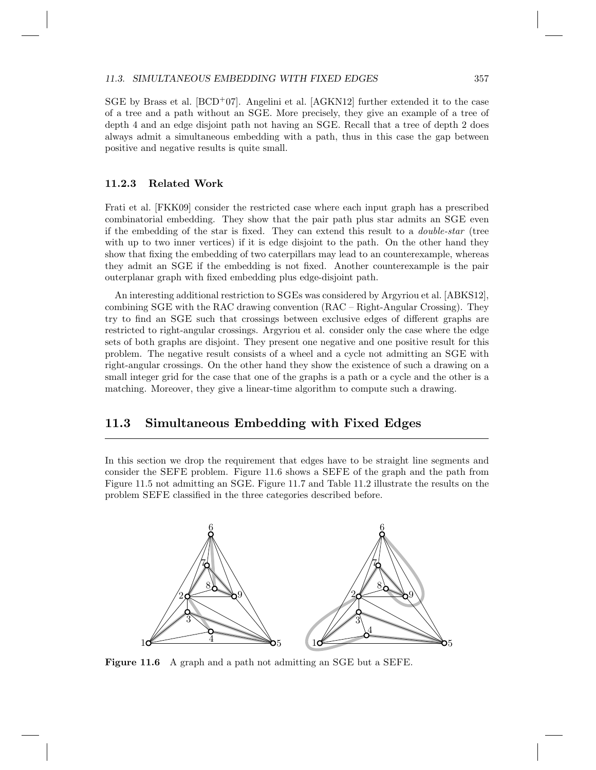SGE by Brass et al. [BCD+07]. Angelini et al. [AGKN12] further extended it to the case of a tree and a path without an SGE. More precisely, they give an example of a tree of depth 4 and an edge disjoint path not having an SGE. Recall that a tree of depth 2 does always admit a simultaneous embedding with a path, thus in this case the gap between positive and negative results is quite small.

### 11.2.3 Related Work

Frati et al. [FKK09] consider the restricted case where each input graph has a prescribed combinatorial embedding. They show that the pair path plus star admits an SGE even if the embedding of the star is fixed. They can extend this result to a *double-star* (tree with up to two inner vertices) if it is edge disjoint to the path. On the other hand they show that fixing the embedding of two caterpillars may lead to an counterexample, whereas they admit an SGE if the embedding is not fixed. Another counterexample is the pair outerplanar graph with fixed embedding plus edge-disjoint path.

An interesting additional restriction to SGEs was considered by Argyriou et al. [ABKS12], combining SGE with the RAC drawing convention (RAC – Right-Angular Crossing). They try to find an SGE such that crossings between exclusive edges of different graphs are restricted to right-angular crossings. Argyriou et al. consider only the case where the edge sets of both graphs are disjoint. They present one negative and one positive result for this problem. The negative result consists of a wheel and a cycle not admitting an SGE with right-angular crossings. On the other hand they show the existence of such a drawing on a small integer grid for the case that one of the graphs is a path or a cycle and the other is a matching. Moreover, they give a linear-time algorithm to compute such a drawing.

## 11.3 Simultaneous Embedding with Fixed Edges

In this section we drop the requirement that edges have to be straight line segments and consider the SEFE problem. Figure 11.6 shows a SEFE of the graph and the path from Figure 11.5 not admitting an SGE. Figure 11.7 and Table 11.2 illustrate the results on the problem SEFE classified in the three categories described before.

6
7
8
2
9
3
4
1
5

6
7
8
2
9
3
4
1
5

**Figure 11.6** A graph and a path not admitting an SGE but a SEFE.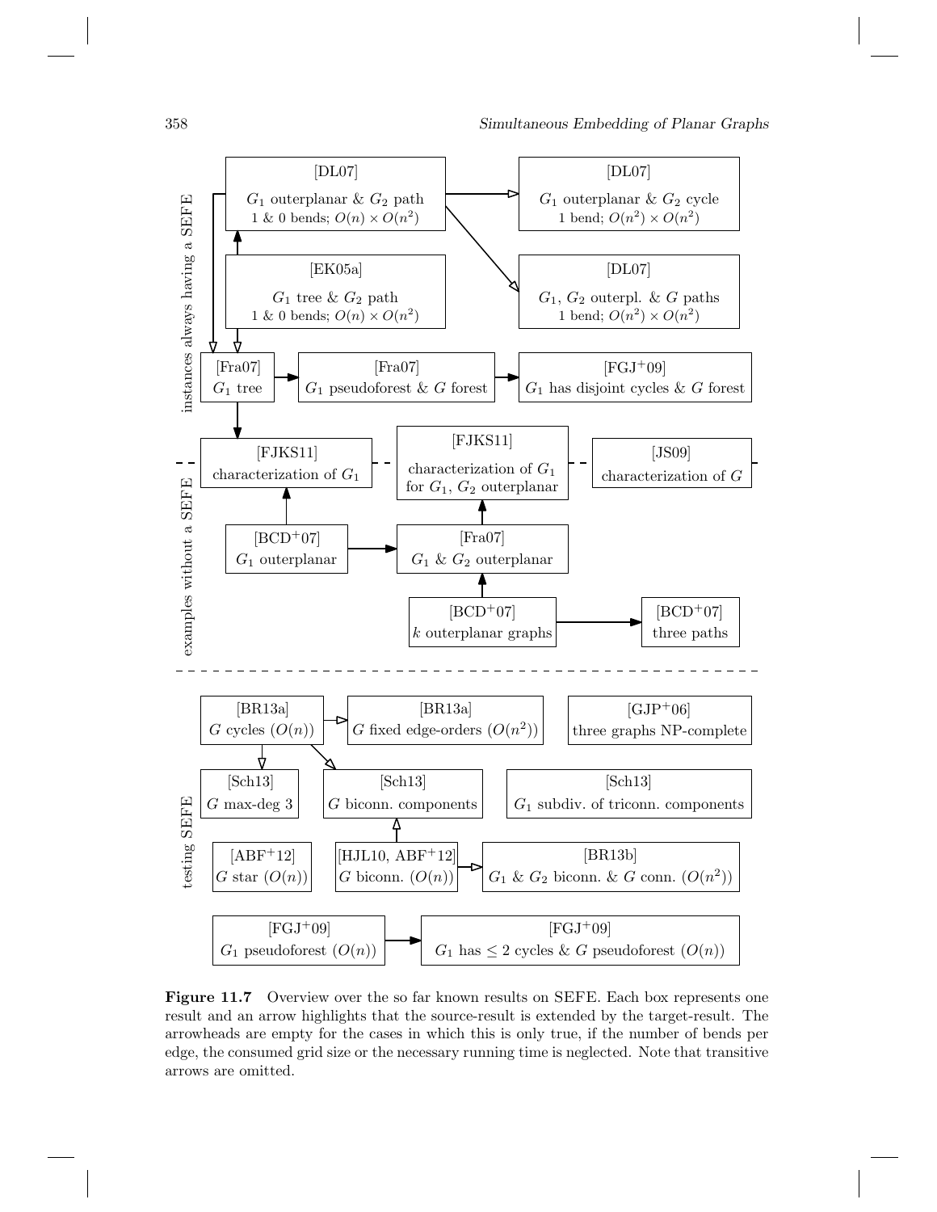instances always having a SEFE

[DL07]
$G_1$ outerplanar & $G_2$ path
1 & 0 bends; $O(n) \times O(n^2)$

[DL07]
$G_1$ outerplanar & $G_2$ cycle
1 bend; $O(n^2) \times O(n^2)$

[EK05a]
$G_1$ tree & $G_2$ path
1 & 0 bends; $O(n) \times O(n^2)$

[DL07]
$G_1$, $G_2$ outerpl. & $G$ paths
1 bend; $O(n^2) \times O(n^2)$

[Fra07]
$G_1$ tree

[Fra07]
$G_1$ pseudoforest & $G$ forest

[FGJ+09]
$G_1$ has disjoint cycles & $G$ forest

examples without a SEFE

[FJKS11]
characterization of $G_1$

[FJKS11]
characterization of $G_1$ for $G_1$, $G_2$ outerplanar

[JS09]
characterization of $G$

[BCD+07]
$G_1$ outerplanar

[Fra07]
$G_1$ & $G_2$ outerplanar

[BCD+07]
$k$ outerplanar graphs

[BCD+07]
three paths

testing SEFE

[BR13a]
$G$ cycles ($O(n)$)

[BR13a]
$G$ fixed edge-orders ($O(n^2)$)

[GJP+06]
three graphs NP-complete

[Sch13]
$G$ max-deg 3

[Sch13]
$G$ biconn. components

[Sch13]
$G_1$ subdiv. of triconn. components

[ABF+12]
$G$ star ($O(n)$)

[HJL10, ABF+12]
$G$ biconn. ($O(n)$)

[BR13b]
$G_1$ & $G_2$ biconn. & $G$ conn. ($O(n^2)$)

[FGJ+09]
$G_1$ pseudoforest ($O(n)$)

[FGJ+09]
$G_1$ has $\leq 2$ cycles & $G$ pseudoforest ($O(n)$)

**Figure 11.7** Overview over the so far known results on SEFE. Each box represents one result and an arrow highlights that the source-result is extended by the target-result. The arrowheads are empty for the cases in which this is only true, if the number of bends per edge, the consumed grid size or the necessary running time is neglected. Note that transitive arrows are omitted.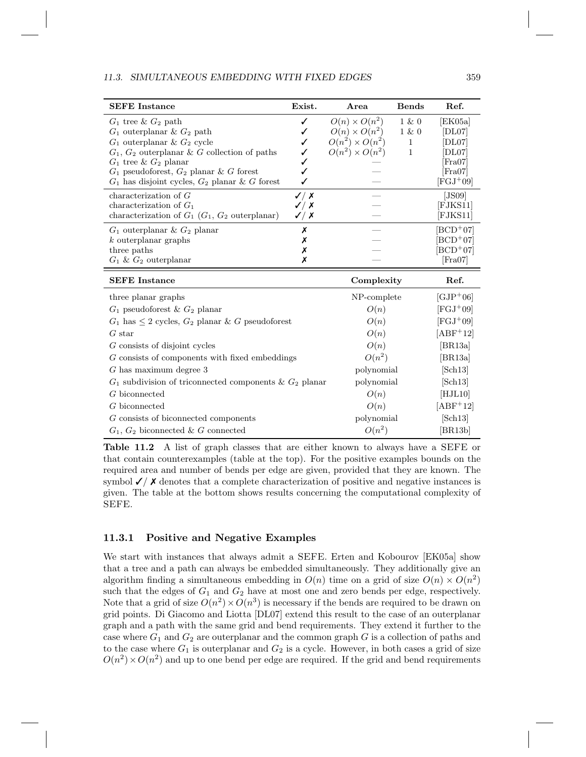| SEFE Instance | Exist. | Area | Bends | Ref. |
|---|---|---|---|---|
| $G_1$ tree & $G_2$ path | ✓ | $O(n) \times O(n^2)$ | 1 & 0 | [EK05a] |
| $G_1$ outerplanar & $G_2$ path | ✓ | $O(n) \times O(n^2)$ | 1 & 0 | [DL07] |
| $G_1$ outerplanar & $G_2$ cycle | ✓ | $O(n^2) \times O(n^2)$ | 1 | [DL07] |
| $G_1$, $G_2$ outerplanar & $G$ collection of paths | ✓ | $O(n^2) \times O(n^2)$ | 1 | [DL07] |
| $G_1$ tree & $G_2$ planar | ✓ | — | | [Fra07] |
| $G_1$ pseudoforest, $G_2$ planar & $G$ forest | ✓ | — | | [Fra07] |
| $G_1$ has disjoint cycles, $G_2$ planar & $G$ forest | ✓ | — | | [FGJ+09] |
| characterization of $G$ | ✓/ ✗ | — | | [JS09] |
| characterization of $G_1$ | ✓/ ✗ | — | | [FJKS11] |
| characterization of $G_1$ ($G_1$, $G_2$ outerplanar) | ✓/ ✗ | — | | [FJKS11] |
| $G_1$ outerplanar & $G_2$ planar | ✗ | — | | [BCD+07] |
| $k$ outerplanar graphs | ✗ | — | | [BCD+07] |
| three paths | ✗ | — | | [BCD+07] |
| $G_1$ & $G_2$ outerplanar | ✗ | — | | [Fra07] |

| SEFE Instance | Complexity | Ref. |
|---|---|---|
| three planar graphs | NP-complete | [GJP+06] |
| $G_1$ pseudoforest & $G_2$ planar | $O(n)$ | [FGJ+09] |
| $G_1$ has $\leq 2$ cycles, $G_2$ planar & $G$ pseudoforest | $O(n)$ | [FGJ+09] |
| $G$ star | $O(n)$ | [ABF+12] |
| $G$ consists of disjoint cycles | $O(n)$ | [BR13a] |
| $G$ consists of components with fixed embeddings | $O(n^2)$ | [BR13a] |
| $G$ has maximum degree 3 | polynomial | [Sch13] |
| $G_1$ subdivision of triconnected components & $G_2$ planar | polynomial | [Sch13] |
| $G$ biconnected | $O(n)$ | [HJL10] |
| $G$ biconnected | $O(n)$ | [ABF+12] |
| $G$ consists of biconnected components | polynomial | [Sch13] |
| $G_1$, $G_2$ biconnected & $G$ connected | $O(n^2)$ | [BR13b] |

**Table 11.2** A list of graph classes that are either known to always have a SEFE or that contain counterexamples (table at the top). For the positive examples bounds on the required area and number of bends per edge are given, provided that they are known. The symbol ✓/ ✗ denotes that a complete characterization of positive and negative instances is given. The table at the bottom shows results concerning the computational complexity of SEFE.

### 11.3.1 Positive and Negative Examples

We start with instances that always admit a SEFE. Erten and Kobourov [EK05a] show that a tree and a path can always be embedded simultaneously. They additionally give an algorithm finding a simultaneous embedding in $O(n)$ time on a grid of size $O(n) \times O(n^2)$ such that the edges of $G_1$ and $G_2$ have at most one and zero bends per edge, respectively. Note that a grid of size $O(n^2) \times O(n^3)$ is necessary if the bends are required to be drawn on grid points. Di Giacomo and Liotta [DL07] extend this result to the case of an outerplanar graph and a path with the same grid and bend requirements. They extend it further to the case where $G_1$ and $G_2$ are outerplanar and the common graph $G$ is a collection of paths and to the case where $G_1$ is outerplanar and $G_2$ is a cycle. However, in both cases a grid of size $O(n^2) \times O(n^2)$ and up to one bend per edge are required. If the grid and bend requirements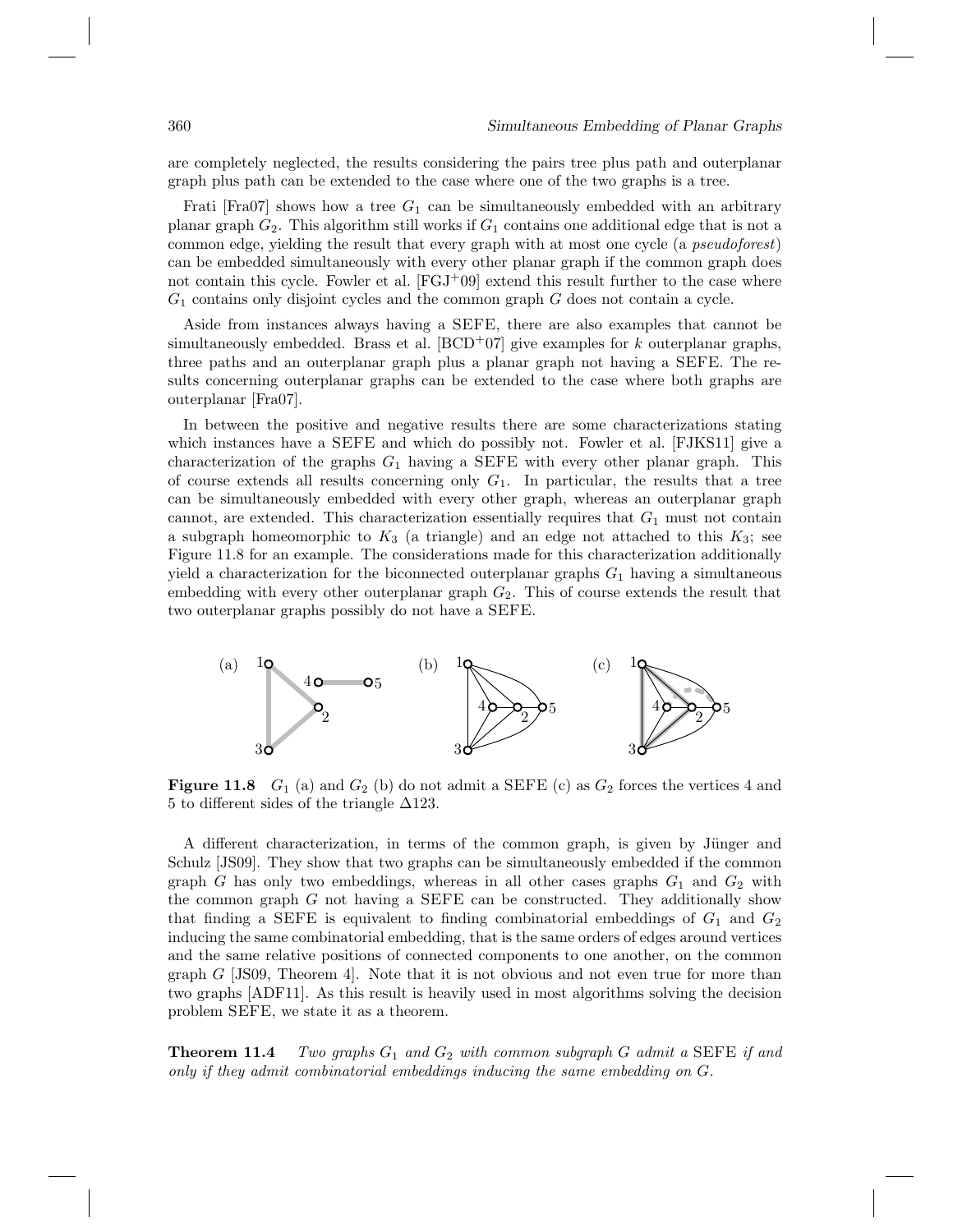are completely neglected, the results considering the pairs tree plus path and outerplanar graph plus path can be extended to the case where one of the two graphs is a tree.

Frati [Fra07] shows how a tree $G_1$ can be simultaneously embedded with an arbitrary planar graph $G_2$. This algorithm still works if $G_1$ contains one additional edge that is not a common edge, yielding the result that every graph with at most one cycle (a *pseudoforest*) can be embedded simultaneously with every other planar graph if the common graph does not contain this cycle. Fowler et al. [FGJ+09] extend this result further to the case where $G_1$ contains only disjoint cycles and the common graph $G$ does not contain a cycle.

Aside from instances always having a SEFE, there are also examples that cannot be simultaneously embedded. Brass et al. [BCD+07] give examples for $k$ outerplanar graphs, three paths and an outerplanar graph plus a planar graph not having a SEFE. The results concerning outerplanar graphs can be extended to the case where both graphs are outerplanar [Fra07].

In between the positive and negative results there are some characterizations stating which instances have a SEFE and which do possibly not. Fowler et al. [FJKS11] give a characterization of the graphs $G_1$ having a SEFE with every other planar graph. This of course extends all results concerning only $G_1$. In particular, the results that a tree can be simultaneously embedded with every other graph, whereas an outerplanar graph cannot, are extended. This characterization essentially requires that $G_1$ must not contain a subgraph homeomorphic to $K_3$ (a triangle) and an edge not attached to this $K_3$; see Figure 11.8 for an example. The considerations made for this characterization additionally yield a characterization for the biconnected outerplanar graphs $G_1$ having a simultaneous embedding with every other outerplanar graph $G_2$. This of course extends the result that two outerplanar graphs possibly do not have a SEFE.

**Figure 11.8** $G_1$ (a) and $G_2$ (b) do not admit a SEFE (c) as $G_2$ forces the vertices 4 and 5 to different sides of the triangle $\Delta 123$.

A different characterization, in terms of the common graph, is given by Jünger and Schulz [JS09]. They show that two graphs can be simultaneously embedded if the common graph $G$ has only two embeddings, whereas in all other cases graphs $G_1$ and $G_2$ with the common graph $G$ not having a SEFE can be constructed. They additionally show that finding a SEFE is equivalent to finding combinatorial embeddings of $G_1$ and $G_2$ inducing the same combinatorial embedding, that is the same orders of edges around vertices and the same relative positions of connected components to one another, on the common graph $G$ [JS09, Theorem 4]. Note that it is not obvious and not even true for more than two graphs [ADF11]. As this result is heavily used in most algorithms solving the decision problem SEFE, we state it as a theorem.

**Theorem 11.4** *Two graphs $G_1$ and $G_2$ with common subgraph $G$ admit a* SEFE *if and only if they admit combinatorial embeddings inducing the same embedding on $G$.*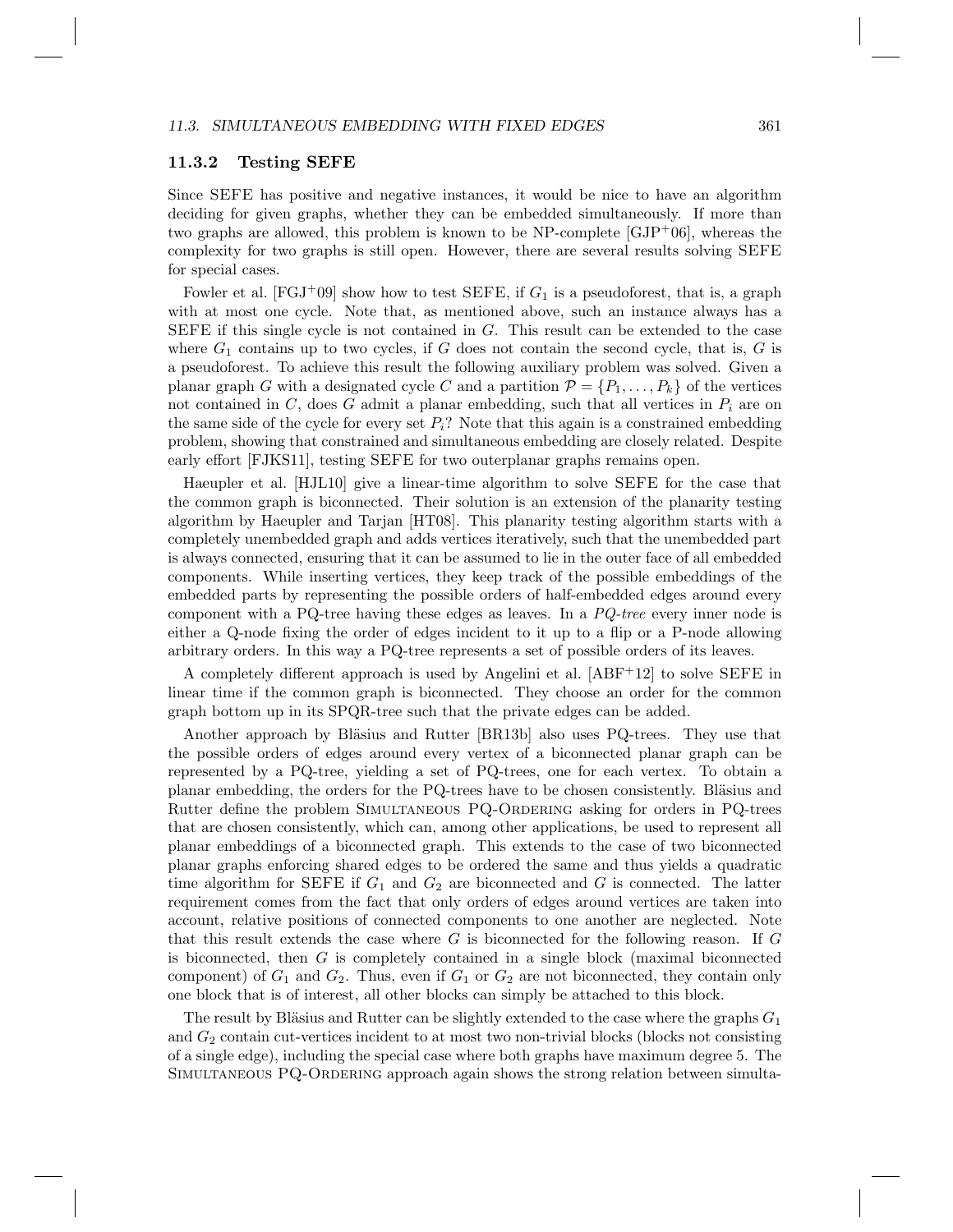### 11.3.2 Testing SEFE

Since SEFE has positive and negative instances, it would be nice to have an algorithm deciding for given graphs, whether they can be embedded simultaneously. If more than two graphs are allowed, this problem is known to be NP-complete [GJP+06], whereas the complexity for two graphs is still open. However, there are several results solving SEFE for special cases.

Fowler et al. [FGJ+09] show how to test SEFE, if $G_1$ is a pseudoforest, that is, a graph with at most one cycle. Note that, as mentioned above, such an instance always has a SEFE if this single cycle is not contained in $G$. This result can be extended to the case where $G_1$ contains up to two cycles, if $G$ does not contain the second cycle, that is, $G$ is a pseudoforest. To achieve this result the following auxiliary problem was solved. Given a planar graph $G$ with a designated cycle $C$ and a partition $\mathcal{P} = \{P_1, \dots, P_k\}$ of the vertices not contained in $C$, does $G$ admit a planar embedding, such that all vertices in $P_i$ are on the same side of the cycle for every set $P_i$? Note that this again is a constrained embedding problem, showing that constrained and simultaneous embedding are closely related. Despite early effort [FJKS11], testing SEFE for two outerplanar graphs remains open.

Haeupler et al. [HJL10] give a linear-time algorithm to solve SEFE for the case that the common graph is biconnected. Their solution is an extension of the planarity testing algorithm by Haeupler and Tarjan [HT08]. This planarity testing algorithm starts with a completely unembedded graph and adds vertices iteratively, such that the unembedded part is always connected, ensuring that it can be assumed to lie in the outer face of all embedded components. While inserting vertices, they keep track of the possible embeddings of the embedded parts by representing the possible orders of half-embedded edges around every component with a PQ-tree having these edges as leaves. In a *PQ-tree* every inner node is either a Q-node fixing the order of edges incident to it up to a flip or a P-node allowing arbitrary orders. In this way a PQ-tree represents a set of possible orders of its leaves.

A completely different approach is used by Angelini et al. [ABF+12] to solve SEFE in linear time if the common graph is biconnected. They choose an order for the common graph bottom up in its SPQR-tree such that the private edges can be added.

Another approach by Bläsius and Rutter [BR13b] also uses PQ-trees. They use that the possible orders of edges around every vertex of a biconnected planar graph can be represented by a PQ-tree, yielding a set of PQ-trees, one for each vertex. To obtain a planar embedding, the orders for the PQ-trees have to be chosen consistently. Bläsius and Rutter define the problem Simultaneous PQ-Ordering asking for orders in PQ-trees that are chosen consistently, which can, among other applications, be used to represent all planar embeddings of a biconnected graph. This extends to the case of two biconnected planar graphs enforcing shared edges to be ordered the same and thus yields a quadratic time algorithm for SEFE if $G_1$ and $G_2$ are biconnected and $G$ is connected. The latter requirement comes from the fact that only orders of edges around vertices are taken into account, relative positions of connected components to one another are neglected. Note that this result extends the case where $G$ is biconnected for the following reason. If $G$ is biconnected, then $G$ is completely contained in a single block (maximal biconnected component) of $G_1$ and $G_2$. Thus, even if $G_1$ or $G_2$ are not biconnected, they contain only one block that is of interest, all other blocks can simply be attached to this block.

The result by Bläsius and Rutter can be slightly extended to the case where the graphs $G_1$ and $G_2$ contain cut-vertices incident to at most two non-trivial blocks (blocks not consisting of a single edge), including the special case where both graphs have maximum degree 5. The Simultaneous PQ-Ordering approach again shows the strong relation between simulta-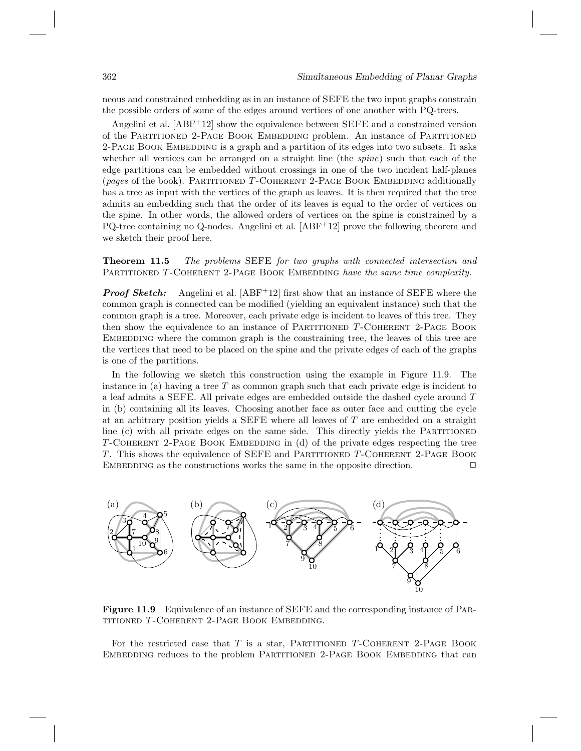neous and constrained embedding as in an instance of SEFE the two input graphs constrain the possible orders of some of the edges around vertices of one another with PQ-trees.

Angelini et al. [ABF+12] show the equivalence between SEFE and a constrained version of the Partitioned 2-Page Book Embedding problem. An instance of Partitioned 2-Page Book Embedding is a graph and a partition of its edges into two subsets. It asks whether all vertices can be arranged on a straight line (the *spine*) such that each of the edge partitions can be embedded without crossings in one of the two incident half-planes (*pages* of the book). Partitioned $T$-Coherent 2-Page Book Embedding additionally has a tree as input with the vertices of the graph as leaves. It is then required that the tree admits an embedding such that the order of its leaves is equal to the order of vertices on the spine. In other words, the allowed orders of vertices on the spine is constrained by a PQ-tree containing no Q-nodes. Angelini et al. [ABF+12] prove the following theorem and we sketch their proof here.

**Theorem 11.5** *The problems* SEFE *for two graphs with connected intersection and* Partitioned $T$-Coherent 2-Page Book Embedding *have the same time complexity.*

***Proof Sketch:*** Angelini et al. [ABF+12] first show that an instance of SEFE where the common graph is connected can be modified (yielding an equivalent instance) such that the common graph is a tree. Moreover, each private edge is incident to leaves of this tree. They then show the equivalence to an instance of Partitioned $T$-Coherent 2-Page Book Embedding where the common graph is the constraining tree, the leaves of this tree are the vertices that need to be placed on the spine and the private edges of each of the graphs is one of the partitions.

In the following we sketch this construction using the example in Figure 11.9. The instance in (a) having a tree $T$ as common graph such that each private edge is incident to a leaf admits a SEFE. All private edges are embedded outside the dashed cycle around $T$ in (b) containing all its leaves. Choosing another face as outer face and cutting the cycle at an arbitrary position yields a SEFE where all leaves of $T$ are embedded on a straight line (c) with all private edges on the same side. This directly yields the Partitioned $T$-Coherent 2-Page Book Embedding in (d) of the private edges respecting the tree $T$. This shows the equivalence of SEFE and Partitioned $T$-Coherent 2-Page Book Embedding as the constructions works the same in the opposite direction. □

**Figure 11.9** Equivalence of an instance of SEFE and the corresponding instance of Partitioned $T$-Coherent 2-Page Book Embedding.

For the restricted case that $T$ is a star, Partitioned $T$-Coherent 2-Page Book Embedding reduces to the problem Partitioned 2-Page Book Embedding that can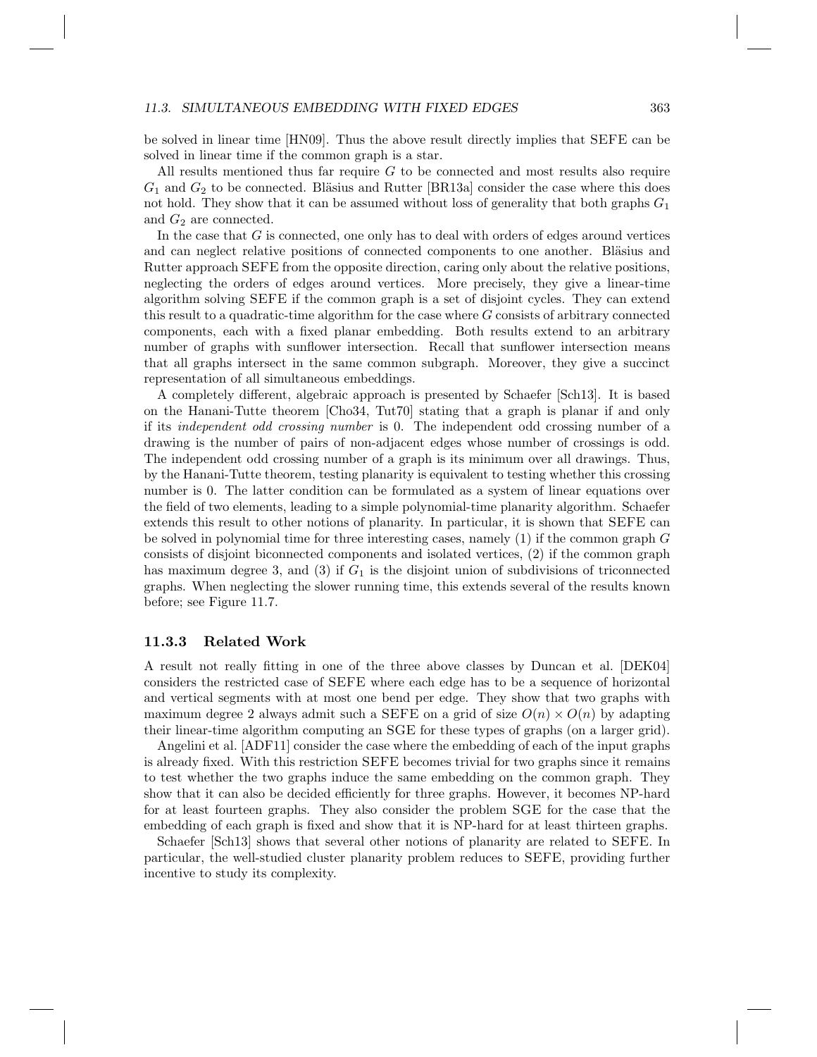be solved in linear time [HN09]. Thus the above result directly implies that SEFE can be solved in linear time if the common graph is a star.

All results mentioned thus far require $G$ to be connected and most results also require $G_1$ and $G_2$ to be connected. Bläsius and Rutter [BR13a] consider the case where this does not hold. They show that it can be assumed without loss of generality that both graphs $G_1$ and $G_2$ are connected.

In the case that $G$ is connected, one only has to deal with orders of edges around vertices and can neglect relative positions of connected components to one another. Bläsius and Rutter approach SEFE from the opposite direction, caring only about the relative positions, neglecting the orders of edges around vertices. More precisely, they give a linear-time algorithm solving SEFE if the common graph is a set of disjoint cycles. They can extend this result to a quadratic-time algorithm for the case where $G$ consists of arbitrary connected components, each with a fixed planar embedding. Both results extend to an arbitrary number of graphs with sunflower intersection. Recall that sunflower intersection means that all graphs intersect in the same common subgraph. Moreover, they give a succinct representation of all simultaneous embeddings.

A completely different, algebraic approach is presented by Schaefer [Sch13]. It is based on the Hanani-Tutte theorem [Cho34, Tut70] stating that a graph is planar if and only if its *independent odd crossing number* is 0. The independent odd crossing number of a drawing is the number of pairs of non-adjacent edges whose number of crossings is odd. The independent odd crossing number of a graph is its minimum over all drawings. Thus, by the Hanani-Tutte theorem, testing planarity is equivalent to testing whether this crossing number is 0. The latter condition can be formulated as a system of linear equations over the field of two elements, leading to a simple polynomial-time planarity algorithm. Schaefer extends this result to other notions of planarity. In particular, it is shown that SEFE can be solved in polynomial time for three interesting cases, namely (1) if the common graph $G$ consists of disjoint biconnected components and isolated vertices, (2) if the common graph has maximum degree 3, and (3) if $G_1$ is the disjoint union of subdivisions of triconnected graphs. When neglecting the slower running time, this extends several of the results known before; see Figure 11.7.

### 11.3.3 Related Work

A result not really fitting in one of the three above classes by Duncan et al. [DEK04] considers the restricted case of SEFE where each edge has to be a sequence of horizontal and vertical segments with at most one bend per edge. They show that two graphs with maximum degree 2 always admit such a SEFE on a grid of size $O(n) \times O(n)$ by adapting their linear-time algorithm computing an SGE for these types of graphs (on a larger grid).

Angelini et al. [ADF11] consider the case where the embedding of each of the input graphs is already fixed. With this restriction SEFE becomes trivial for two graphs since it remains to test whether the two graphs induce the same embedding on the common graph. They show that it can also be decided efficiently for three graphs. However, it becomes NP-hard for at least fourteen graphs. They also consider the problem SGE for the case that the embedding of each graph is fixed and show that it is NP-hard for at least thirteen graphs.

Schaefer [Sch13] shows that several other notions of planarity are related to SEFE. In particular, the well-studied cluster planarity problem reduces to SEFE, providing further incentive to study its complexity.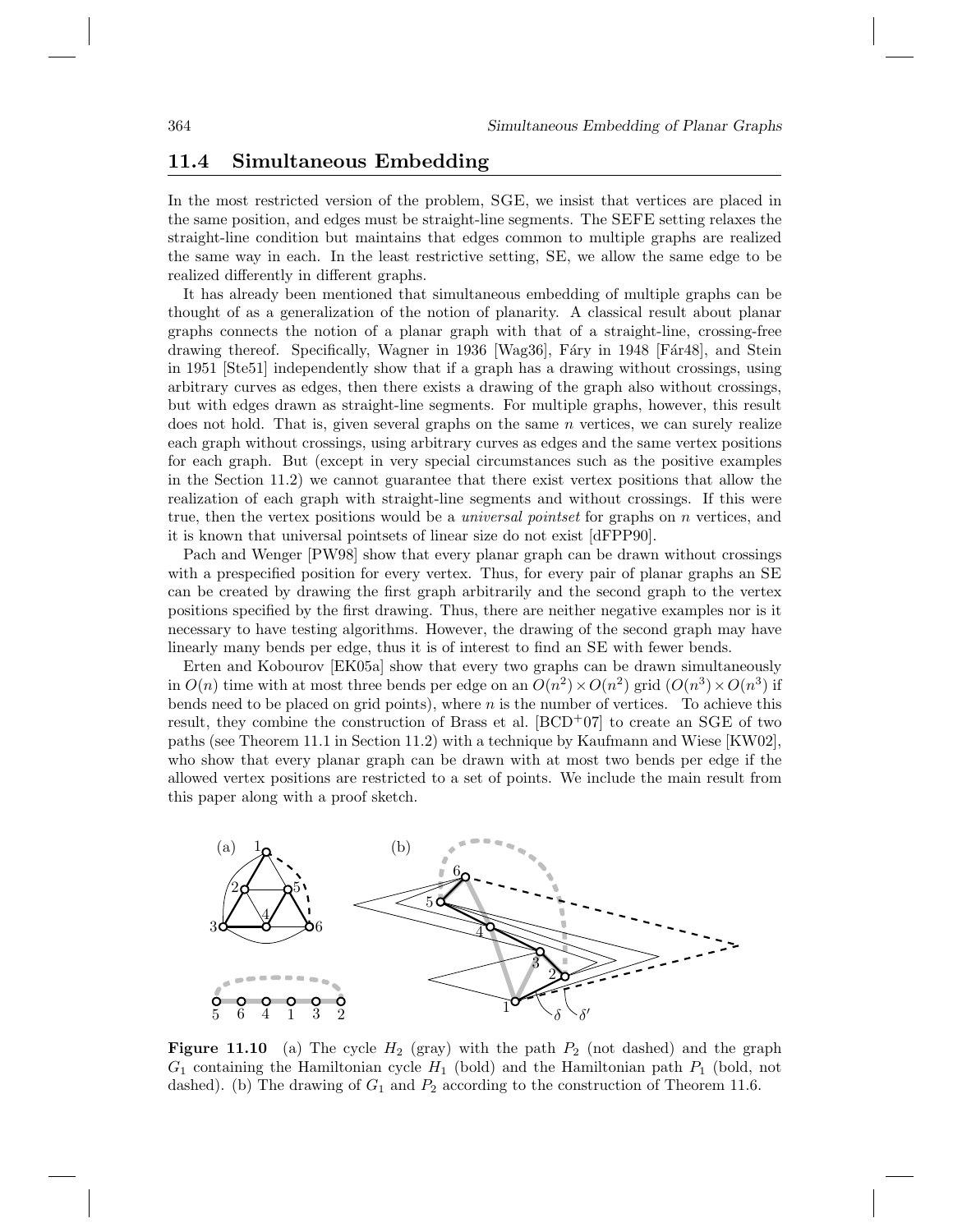## 11.4 Simultaneous Embedding

In the most restricted version of the problem, SGE, we insist that vertices are placed in the same position, and edges must be straight-line segments. The SEFE setting relaxes the straight-line condition but maintains that edges common to multiple graphs are realized the same way in each. In the least restrictive setting, SE, we allow the same edge to be realized differently in different graphs.

It has already been mentioned that simultaneous embedding of multiple graphs can be thought of as a generalization of the notion of planarity. A classical result about planar graphs connects the notion of a planar graph with that of a straight-line, crossing-free drawing thereof. Specifically, Wagner in 1936 [Wag36], Fáry in 1948 [Fár48], and Stein in 1951 [Ste51] independently show that if a graph has a drawing without crossings, using arbitrary curves as edges, then there exists a drawing of the graph also without crossings, but with edges drawn as straight-line segments. For multiple graphs, however, this result does not hold. That is, given several graphs on the same $n$ vertices, we can surely realize each graph without crossings, using arbitrary curves as edges and the same vertex positions for each graph. But (except in very special circumstances such as the positive examples in the Section 11.2) we cannot guarantee that there exist vertex positions that allow the realization of each graph with straight-line segments and without crossings. If this were true, then the vertex positions would be a *universal pointset* for graphs on $n$ vertices, and it is known that universal pointsets of linear size do not exist [dFPP90].

Pach and Wenger [PW98] show that every planar graph can be drawn without crossings with a prespecified position for every vertex. Thus, for every pair of planar graphs an SE can be created by drawing the first graph arbitrarily and the second graph to the vertex positions specified by the first drawing. Thus, there are neither negative examples nor is it necessary to have testing algorithms. However, the drawing of the second graph may have linearly many bends per edge, thus it is of interest to find an SE with fewer bends.

Erten and Kobourov [EK05a] show that every two graphs can be drawn simultaneously in $O(n)$ time with at most three bends per edge on an $O(n^2) \times O(n^2)$ grid ($O(n^3) \times O(n^3)$ if bends need to be placed on grid points), where $n$ is the number of vertices. To achieve this result, they combine the construction of Brass et al. [BCD+07] to create an SGE of two paths (see Theorem 11.1 in Section 11.2) with a technique by Kaufmann and Wiese [KW02], who show that every planar graph can be drawn with at most two bends per edge if the allowed vertex positions are restricted to a set of points. We include the main result from this paper along with a proof sketch.

(a)

1 2 5 4 3 6

5 6 4 1 3 2

(b)

6 5 4 3 2 1 δ δ′

**Figure 11.10** (a) The cycle $H_2$ (gray) with the path $P_2$ (not dashed) and the graph $G_1$ containing the Hamiltonian cycle $H_1$ (bold) and the Hamiltonian path $P_1$ (bold, not dashed). (b) The drawing of $G_1$ and $P_2$ according to the construction of Theorem 11.6.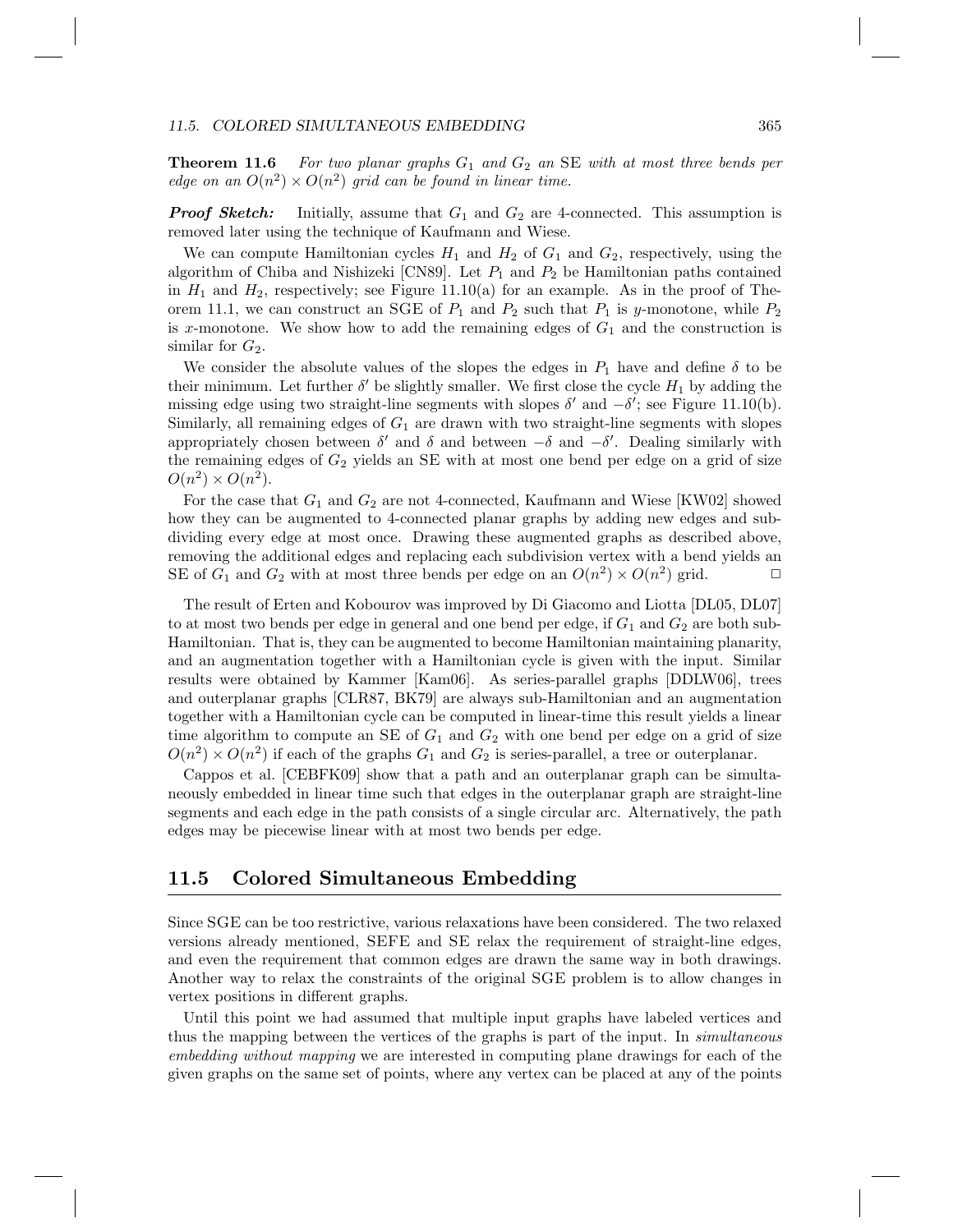**Theorem 11.6** *For two planar graphs $G_1$ and $G_2$ an* SE *with at most three bends per edge on an $O(n^2) \times O(n^2)$ grid can be found in linear time.*

***Proof Sketch:*** Initially, assume that $G_1$ and $G_2$ are 4-connected. This assumption is removed later using the technique of Kaufmann and Wiese.

We can compute Hamiltonian cycles $H_1$ and $H_2$ of $G_1$ and $G_2$, respectively, using the algorithm of Chiba and Nishizeki [CN89]. Let $P_1$ and $P_2$ be Hamiltonian paths contained in $H_1$ and $H_2$, respectively; see Figure 11.10(a) for an example. As in the proof of Theorem 11.1, we can construct an SGE of $P_1$ and $P_2$ such that $P_1$ is $y$-monotone, while $P_2$ is $x$-monotone. We show how to add the remaining edges of $G_1$ and the construction is similar for $G_2$.

We consider the absolute values of the slopes the edges in $P_1$ have and define $\delta$ to be their minimum. Let further $\delta'$ be slightly smaller. We first close the cycle $H_1$ by adding the missing edge using two straight-line segments with slopes $\delta'$ and $-\delta'$; see Figure 11.10(b). Similarly, all remaining edges of $G_1$ are drawn with two straight-line segments with slopes appropriately chosen between $\delta'$ and $\delta$ and between $-\delta$ and $-\delta'$. Dealing similarly with the remaining edges of $G_2$ yields an SE with at most one bend per edge on a grid of size $O(n^2) \times O(n^2)$.

For the case that $G_1$ and $G_2$ are not 4-connected, Kaufmann and Wiese [KW02] showed how they can be augmented to 4-connected planar graphs by adding new edges and subdividing every edge at most once. Drawing these augmented graphs as described above, removing the additional edges and replacing each subdivision vertex with a bend yields an SE of $G_1$ and $G_2$ with at most three bends per edge on an $O(n^2) \times O(n^2)$ grid. □

The result of Erten and Kobourov was improved by Di Giacomo and Liotta [DL05, DL07] to at most two bends per edge in general and one bend per edge, if $G_1$ and $G_2$ are both sub-Hamiltonian. That is, they can be augmented to become Hamiltonian maintaining planarity, and an augmentation together with a Hamiltonian cycle is given with the input. Similar results were obtained by Kammer [Kam06]. As series-parallel graphs [DDLW06], trees and outerplanar graphs [CLR87, BK79] are always sub-Hamiltonian and an augmentation together with a Hamiltonian cycle can be computed in linear-time this result yields a linear time algorithm to compute an SE of $G_1$ and $G_2$ with one bend per edge on a grid of size $O(n^2) \times O(n^2)$ if each of the graphs $G_1$ and $G_2$ is series-parallel, a tree or outerplanar.

Cappos et al. [CEBFK09] show that a path and an outerplanar graph can be simultaneously embedded in linear time such that edges in the outerplanar graph are straight-line segments and each edge in the path consists of a single circular arc. Alternatively, the path edges may be piecewise linear with at most two bends per edge.

## 11.5 Colored Simultaneous Embedding

Since SGE can be too restrictive, various relaxations have been considered. The two relaxed versions already mentioned, SEFE and SE relax the requirement of straight-line edges, and even the requirement that common edges are drawn the same way in both drawings. Another way to relax the constraints of the original SGE problem is to allow changes in vertex positions in different graphs.

Until this point we had assumed that multiple input graphs have labeled vertices and thus the mapping between the vertices of the graphs is part of the input. In *simultaneous embedding without mapping* we are interested in computing plane drawings for each of the given graphs on the same set of points, where any vertex can be placed at any of the points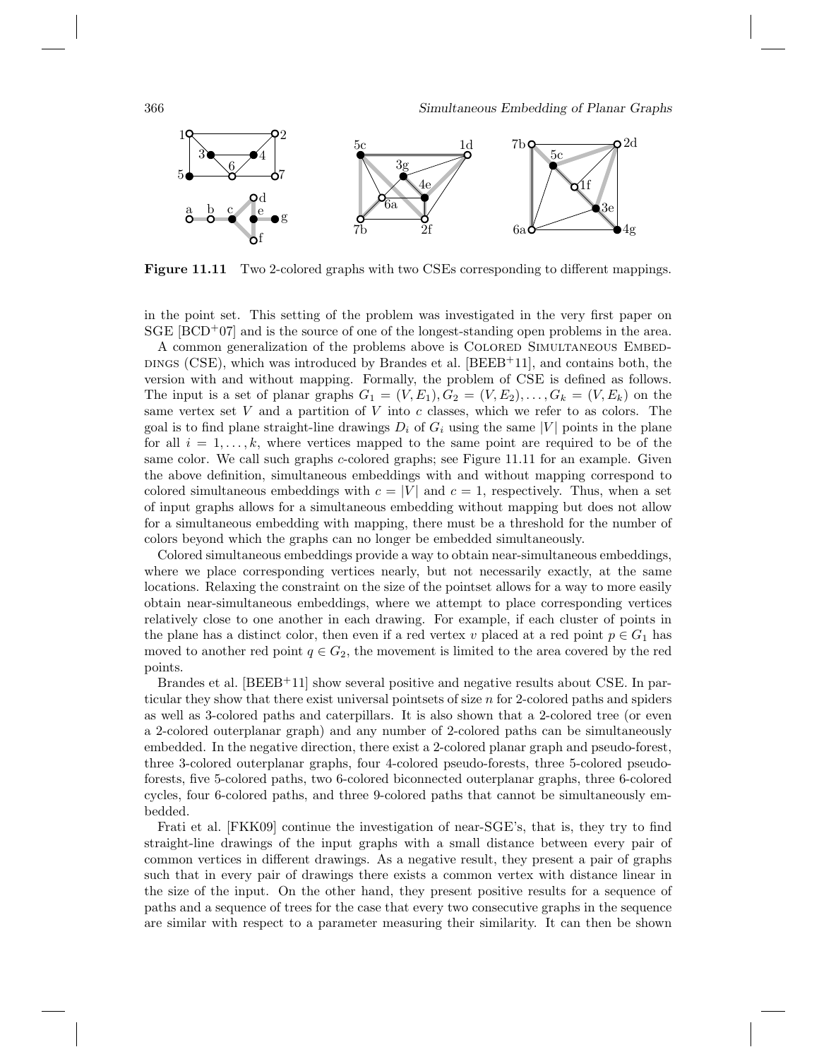Figure 11.11 Two 2-colored graphs with two CSEs corresponding to different mappings.

in the point set. This setting of the problem was investigated in the very first paper on SGE [BCD+07] and is the source of one of the longest-standing open problems in the area.

A common generalization of the problems above is Colored Simultaneous Embeddings (CSE), which was introduced by Brandes et al. [BEEB+11], and contains both, the version with and without mapping. Formally, the problem of CSE is defined as follows. The input is a set of planar graphs $G_1 = (V, E_1), G_2 = (V, E_2), \ldots, G_k = (V, E_k)$ on the same vertex set $V$ and a partition of $V$ into $c$ classes, which we refer to as colors. The goal is to find plane straight-line drawings $D_i$ of $G_i$ using the same $|V|$ points in the plane for all $i = 1, \ldots, k$, where vertices mapped to the same point are required to be of the same color. We call such graphs $c$-colored graphs; see Figure 11.11 for an example. Given the above definition, simultaneous embeddings with and without mapping correspond to colored simultaneous embeddings with $c = |V|$ and $c = 1$, respectively. Thus, when a set of input graphs allows for a simultaneous embedding without mapping but does not allow for a simultaneous embedding with mapping, there must be a threshold for the number of colors beyond which the graphs can no longer be embedded simultaneously.

Colored simultaneous embeddings provide a way to obtain near-simultaneous embeddings, where we place corresponding vertices nearly, but not necessarily exactly, at the same locations. Relaxing the constraint on the size of the pointset allows for a way to more easily obtain near-simultaneous embeddings, where we attempt to place corresponding vertices relatively close to one another in each drawing. For example, if each cluster of points in the plane has a distinct color, then even if a red vertex $v$ placed at a red point $p \in G_1$ has moved to another red point $q \in G_2$, the movement is limited to the area covered by the red points.

Brandes et al. [BEEB+11] show several positive and negative results about CSE. In particular they show that there exist universal pointsets of size $n$ for 2-colored paths and spiders as well as 3-colored paths and caterpillars. It is also shown that a 2-colored tree (or even a 2-colored outerplanar graph) and any number of 2-colored paths can be simultaneously embedded. In the negative direction, there exist a 2-colored planar graph and pseudo-forest, three 3-colored outerplanar graphs, four 4-colored pseudo-forests, three 5-colored pseudo-forests, five 5-colored paths, two 6-colored biconnected outerplanar graphs, three 6-colored cycles, four 6-colored paths, and three 9-colored paths that cannot be simultaneously embedded.

Frati et al. [FKK09] continue the investigation of near-SGE's, that is, they try to find straight-line drawings of the input graphs with a small distance between every pair of common vertices in different drawings. As a negative result, they present a pair of graphs such that in every pair of drawings there exists a common vertex with distance linear in the size of the input. On the other hand, they present positive results for a sequence of paths and a sequence of trees for the case that every two consecutive graphs in the sequence are similar with respect to a parameter measuring their similarity. It can then be shown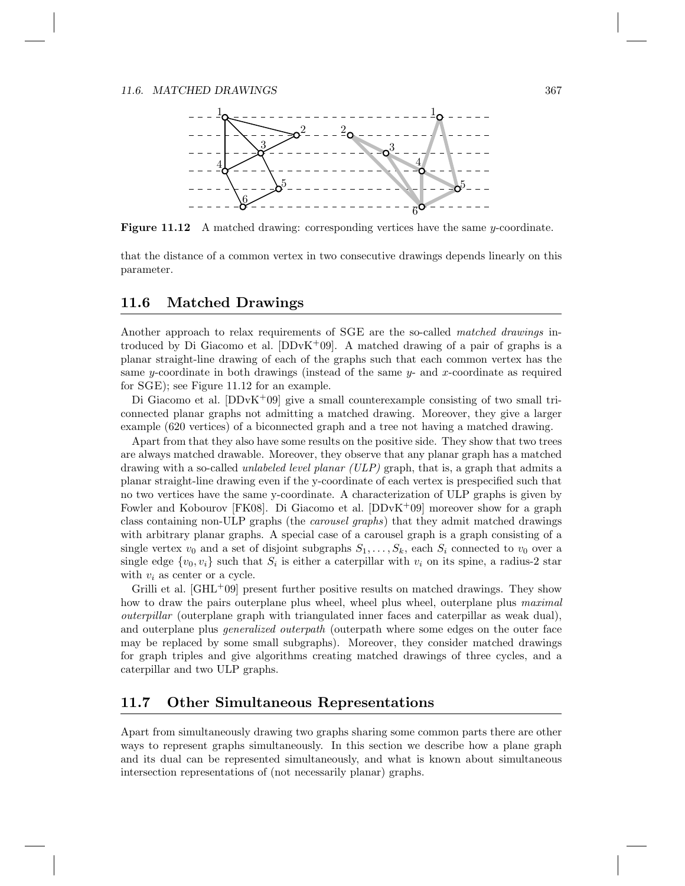**Figure 11.12** A matched drawing: corresponding vertices have the same $y$-coordinate.

that the distance of a common vertex in two consecutive drawings depends linearly on this parameter.

## 11.6 Matched Drawings

Another approach to relax requirements of SGE are the so-called *matched drawings* introduced by Di Giacomo et al. [DDvK[+]09]. A matched drawing of a pair of graphs is a planar straight-line drawing of each of the graphs such that each common vertex has the same $y$-coordinate in both drawings (instead of the same $y$- and $x$-coordinate as required for SGE); see Figure 11.12 for an example.

Di Giacomo et al. [DDvK[+]09] give a small counterexample consisting of two small triconnected planar graphs not admitting a matched drawing. Moreover, they give a larger example (620 vertices) of a biconnected graph and a tree not having a matched drawing.

Apart from that they also have some results on the positive side. They show that two trees are always matched drawable. Moreover, they observe that any planar graph has a matched drawing with a so-called *unlabeled level planar (ULP)* graph, that is, a graph that admits a planar straight-line drawing even if the y-coordinate of each vertex is prespecified such that no two vertices have the same y-coordinate. A characterization of ULP graphs is given by Fowler and Kobourov [FK08]. Di Giacomo et al. [DDvK[+]09] moreover show for a graph class containing non-ULP graphs (the *carousel graphs*) that they admit matched drawings with arbitrary planar graphs. A special case of a carousel graph is a graph consisting of a single vertex $v_0$ and a set of disjoint subgraphs $S_1, \ldots, S_k$, each $S_i$ connected to $v_0$ over a single edge $\{v_0, v_i\}$ such that $S_i$ is either a caterpillar with $v_i$ on its spine, a radius-2 star with $v_i$ as center or a cycle.

Grilli et al. [GHL[+]09] present further positive results on matched drawings. They show how to draw the pairs outerplane plus wheel, wheel plus wheel, outerplane plus *maximal outerpillar* (outerplane graph with triangulated inner faces and caterpillar as weak dual), and outerplane plus *generalized outerpath* (outerpath where some edges on the outer face may be replaced by some small subgraphs). Moreover, they consider matched drawings for graph triples and give algorithms creating matched drawings of three cycles, and a caterpillar and two ULP graphs.

## 11.7 Other Simultaneous Representations

Apart from simultaneously drawing two graphs sharing some common parts there are other ways to represent graphs simultaneously. In this section we describe how a plane graph and its dual can be represented simultaneously, and what is known about simultaneous intersection representations of (not necessarily planar) graphs.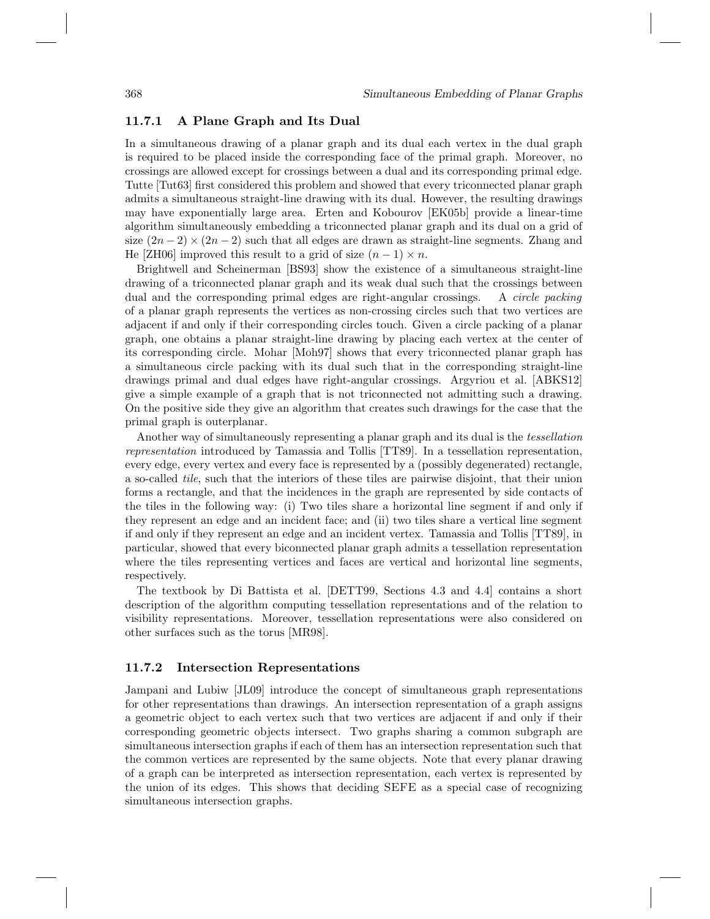### 11.7.1 A Plane Graph and Its Dual

In a simultaneous drawing of a planar graph and its dual each vertex in the dual graph is required to be placed inside the corresponding face of the primal graph. Moreover, no crossings are allowed except for crossings between a dual and its corresponding primal edge. Tutte [Tut63] first considered this problem and showed that every triconnected planar graph admits a simultaneous straight-line drawing with its dual. However, the resulting drawings may have exponentially large area. Erten and Kobourov [EK05b] provide a linear-time algorithm simultaneously embedding a triconnected planar graph and its dual on a grid of size $(2n-2) \times (2n-2)$ such that all edges are drawn as straight-line segments. Zhang and He [ZH06] improved this result to a grid of size $(n-1) \times n$.

Brightwell and Scheinerman [BS93] show the existence of a simultaneous straight-line drawing of a triconnected planar graph and its weak dual such that the crossings between dual and the corresponding primal edges are right-angular crossings. A *circle packing* of a planar graph represents the vertices as non-crossing circles such that two vertices are adjacent if and only if their corresponding circles touch. Given a circle packing of a planar graph, one obtains a planar straight-line drawing by placing each vertex at the center of its corresponding circle. Mohar [Moh97] shows that every triconnected planar graph has a simultaneous circle packing with its dual such that in the corresponding straight-line drawings primal and dual edges have right-angular crossings. Argyriou et al. [ABKS12] give a simple example of a graph that is not triconnected not admitting such a drawing. On the positive side they give an algorithm that creates such drawings for the case that the primal graph is outerplanar.

Another way of simultaneously representing a planar graph and its dual is the *tessellation representation* introduced by Tamassia and Tollis [TT89]. In a tessellation representation, every edge, every vertex and every face is represented by a (possibly degenerated) rectangle, a so-called *tile*, such that the interiors of these tiles are pairwise disjoint, that their union forms a rectangle, and that the incidences in the graph are represented by side contacts of the tiles in the following way: (i) Two tiles share a horizontal line segment if and only if they represent an edge and an incident face; and (ii) two tiles share a vertical line segment if and only if they represent an edge and an incident vertex. Tamassia and Tollis [TT89], in particular, showed that every biconnected planar graph admits a tessellation representation where the tiles representing vertices and faces are vertical and horizontal line segments, respectively.

The textbook by Di Battista et al. [DETT99, Sections 4.3 and 4.4] contains a short description of the algorithm computing tessellation representations and of the relation to visibility representations. Moreover, tessellation representations were also considered on other surfaces such as the torus [MR98].

### 11.7.2 Intersection Representations

Jampani and Lubiw [JL09] introduce the concept of simultaneous graph representations for other representations than drawings. An intersection representation of a graph assigns a geometric object to each vertex such that two vertices are adjacent if and only if their corresponding geometric objects intersect. Two graphs sharing a common subgraph are simultaneous intersection graphs if each of them has an intersection representation such that the common vertices are represented by the same objects. Note that every planar drawing of a graph can be interpreted as intersection representation, each vertex is represented by the union of its edges. This shows that deciding SEFE as a special case of recognizing simultaneous intersection graphs.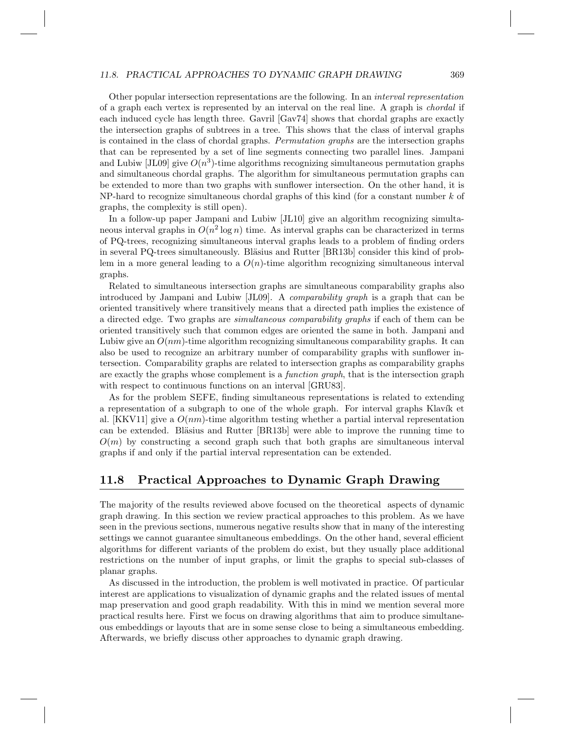Other popular intersection representations are the following. In an *interval representation* of a graph each vertex is represented by an interval on the real line. A graph is *chordal* if each induced cycle has length three. Gavril [Gav74] shows that chordal graphs are exactly the intersection graphs of subtrees in a tree. This shows that the class of interval graphs is contained in the class of chordal graphs. *Permutation graphs* are the intersection graphs that can be represented by a set of line segments connecting two parallel lines. Jampani and Lubiw [JL09] give $O(n^3)$-time algorithms recognizing simultaneous permutation graphs and simultaneous chordal graphs. The algorithm for simultaneous permutation graphs can be extended to more than two graphs with sunflower intersection. On the other hand, it is NP-hard to recognize simultaneous chordal graphs of this kind (for a constant number $k$ of graphs, the complexity is still open).

In a follow-up paper Jampani and Lubiw [JL10] give an algorithm recognizing simultaneous interval graphs in $O(n^2 \log n)$ time. As interval graphs can be characterized in terms of PQ-trees, recognizing simultaneous interval graphs leads to a problem of finding orders in several PQ-trees simultaneously. Bläsius and Rutter [BR13b] consider this kind of problem in a more general leading to a $O(n)$-time algorithm recognizing simultaneous interval graphs.

Related to simultaneous intersection graphs are simultaneous comparability graphs also introduced by Jampani and Lubiw [JL09]. A *comparability graph* is a graph that can be oriented transitively where transitively means that a directed path implies the existence of a directed edge. Two graphs are *simultaneous comparability graphs* if each of them can be oriented transitively such that common edges are oriented the same in both. Jampani and Lubiw give an $O(nm)$-time algorithm recognizing simultaneous comparability graphs. It can also be used to recognize an arbitrary number of comparability graphs with sunflower intersection. Comparability graphs are related to intersection graphs as comparability graphs are exactly the graphs whose complement is a *function graph*, that is the intersection graph with respect to continuous functions on an interval [GRU83].

As for the problem SEFE, finding simultaneous representations is related to extending a representation of a subgraph to one of the whole graph. For interval graphs Klavík et al. [KKV11] give a $O(nm)$-time algorithm testing whether a partial interval representation can be extended. Bläsius and Rutter [BR13b] were able to improve the running time to $O(m)$ by constructing a second graph such that both graphs are simultaneous interval graphs if and only if the partial interval representation can be extended.

## 11.8 Practical Approaches to Dynamic Graph Drawing

The majority of the results reviewed above focused on the theoretical aspects of dynamic graph drawing. In this section we review practical approaches to this problem. As we have seen in the previous sections, numerous negative results show that in many of the interesting settings we cannot guarantee simultaneous embeddings. On the other hand, several efficient algorithms for different variants of the problem do exist, but they usually place additional restrictions on the number of input graphs, or limit the graphs to special sub-classes of planar graphs.

As discussed in the introduction, the problem is well motivated in practice. Of particular interest are applications to visualization of dynamic graphs and the related issues of mental map preservation and good graph readability. With this in mind we mention several more practical results here. First we focus on drawing algorithms that aim to produce simultaneous embeddings or layouts that are in some sense close to being a simultaneous embedding. Afterwards, we briefly discuss other approaches to dynamic graph drawing.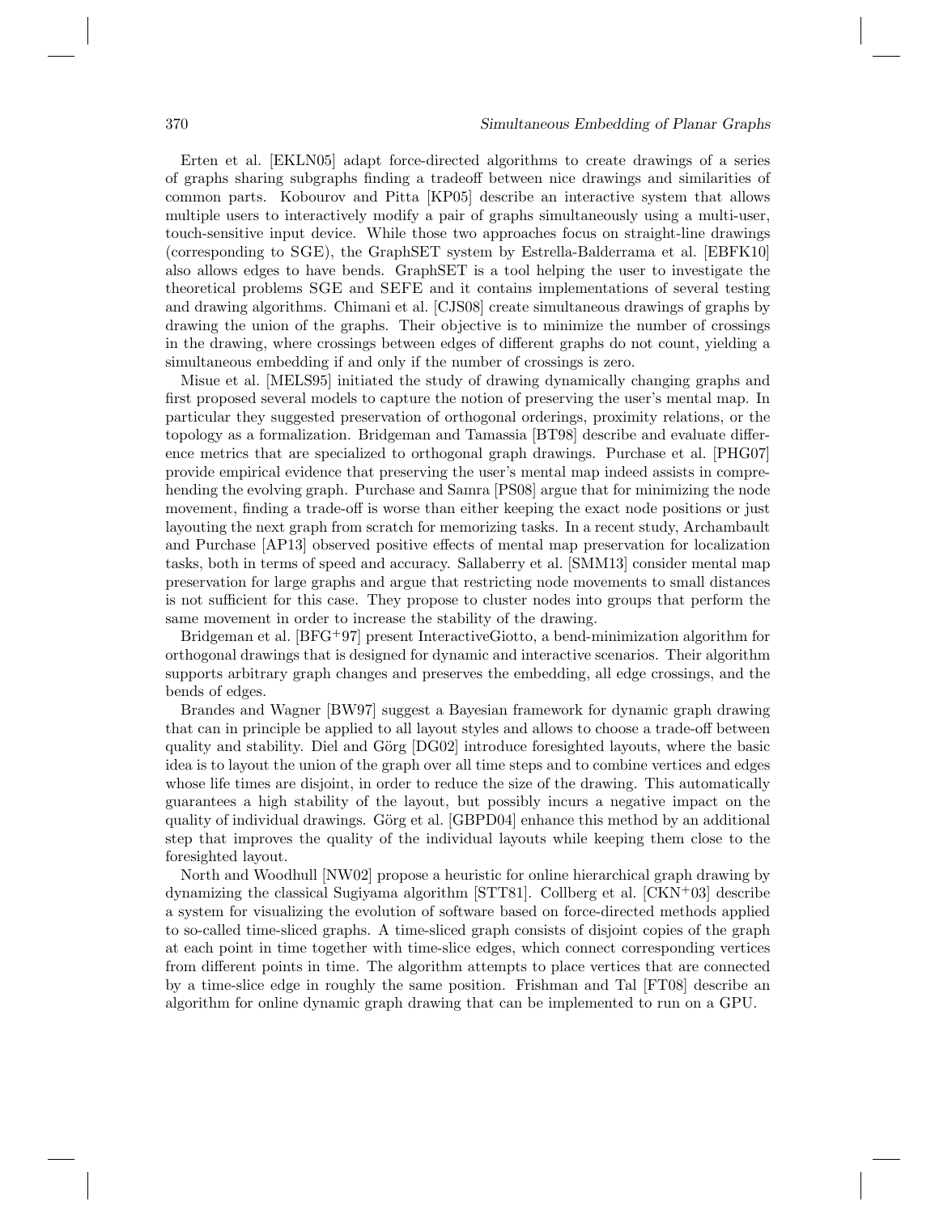Erten et al. [EKLN05] adapt force-directed algorithms to create drawings of a series of graphs sharing subgraphs finding a tradeoff between nice drawings and similarities of common parts. Kobourov and Pitta [KP05] describe an interactive system that allows multiple users to interactively modify a pair of graphs simultaneously using a multi-user, touch-sensitive input device. While those two approaches focus on straight-line drawings (corresponding to SGE), the GraphSET system by Estrella-Balderrama et al. [EBFK10] also allows edges to have bends. GraphSET is a tool helping the user to investigate the theoretical problems SGE and SEFE and it contains implementations of several testing and drawing algorithms. Chimani et al. [CJS08] create simultaneous drawings of graphs by drawing the union of the graphs. Their objective is to minimize the number of crossings in the drawing, where crossings between edges of different graphs do not count, yielding a simultaneous embedding if and only if the number of crossings is zero.

Misue et al. [MELS95] initiated the study of drawing dynamically changing graphs and first proposed several models to capture the notion of preserving the user's mental map. In particular they suggested preservation of orthogonal orderings, proximity relations, or the topology as a formalization. Bridgeman and Tamassia [BT98] describe and evaluate difference metrics that are specialized to orthogonal graph drawings. Purchase et al. [PHG07] provide empirical evidence that preserving the user's mental map indeed assists in comprehending the evolving graph. Purchase and Samra [PS08] argue that for minimizing the node movement, finding a trade-off is worse than either keeping the exact node positions or just layouting the next graph from scratch for memorizing tasks. In a recent study, Archambault and Purchase [AP13] observed positive effects of mental map preservation for localization tasks, both in terms of speed and accuracy. Sallaberry et al. [SMM13] consider mental map preservation for large graphs and argue that restricting node movements to small distances is not sufficient for this case. They propose to cluster nodes into groups that perform the same movement in order to increase the stability of the drawing.

Bridgeman et al. [BFG+97] present InteractiveGiotto, a bend-minimization algorithm for orthogonal drawings that is designed for dynamic and interactive scenarios. Their algorithm supports arbitrary graph changes and preserves the embedding, all edge crossings, and the bends of edges.

Brandes and Wagner [BW97] suggest a Bayesian framework for dynamic graph drawing that can in principle be applied to all layout styles and allows to choose a trade-off between quality and stability. Diel and Görg [DG02] introduce foresighted layouts, where the basic idea is to layout the union of the graph over all time steps and to combine vertices and edges whose life times are disjoint, in order to reduce the size of the drawing. This automatically guarantees a high stability of the layout, but possibly incurs a negative impact on the quality of individual drawings. Görg et al. [GBPD04] enhance this method by an additional step that improves the quality of the individual layouts while keeping them close to the foresighted layout.

North and Woodhull [NW02] propose a heuristic for online hierarchical graph drawing by dynamizing the classical Sugiyama algorithm [STT81]. Collberg et al. [CKN+03] describe a system for visualizing the evolution of software based on force-directed methods applied to so-called time-sliced graphs. A time-sliced graph consists of disjoint copies of the graph at each point in time together with time-slice edges, which connect corresponding vertices from different points in time. The algorithm attempts to place vertices that are connected by a time-slice edge in roughly the same position. Frishman and Tal [FT08] describe an algorithm for online dynamic graph drawing that can be implemented to run on a GPU.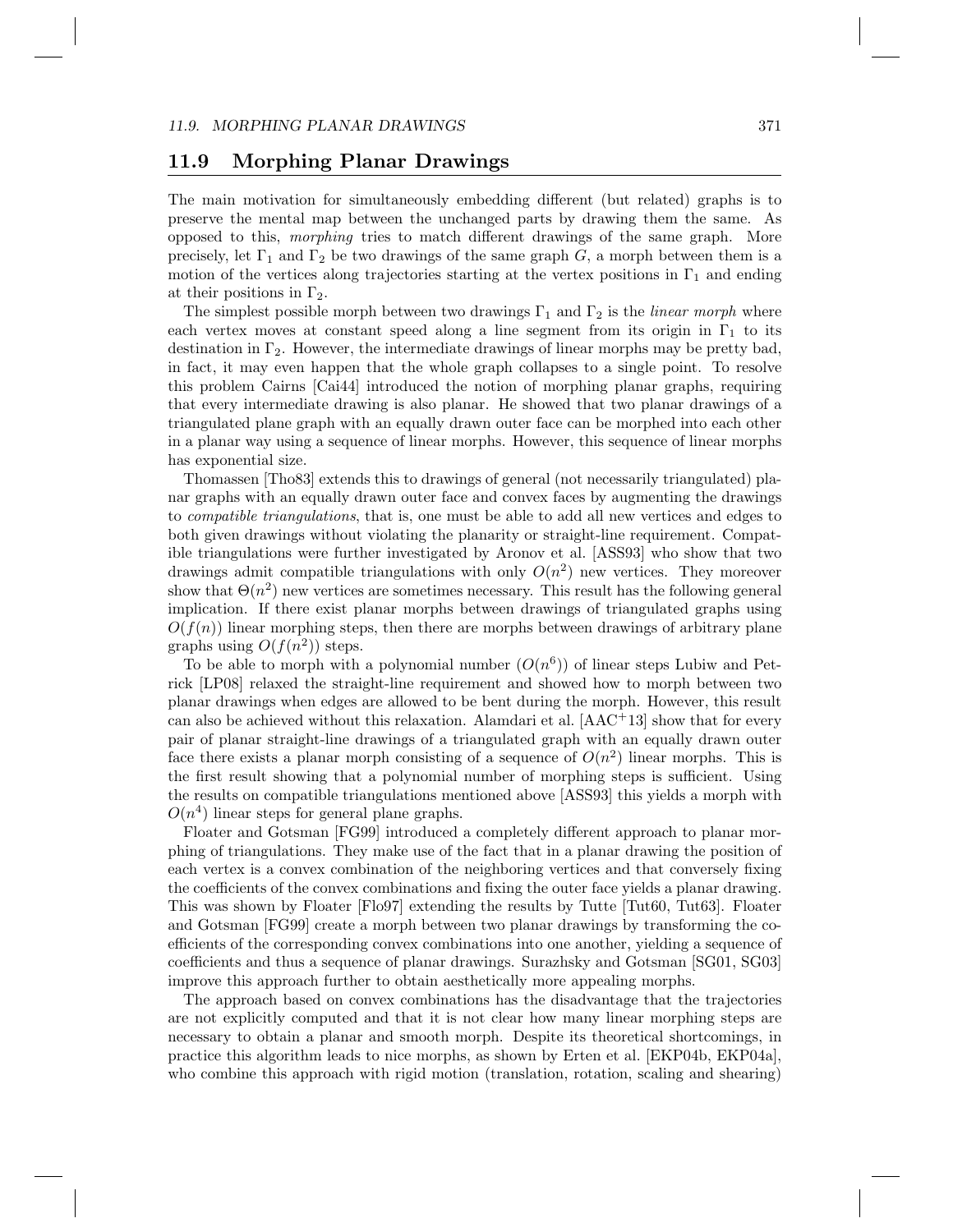## 11.9 Morphing Planar Drawings

The main motivation for simultaneously embedding different (but related) graphs is to preserve the mental map between the unchanged parts by drawing them the same. As opposed to this, *morphing* tries to match different drawings of the same graph. More precisely, let $\Gamma_1$ and $\Gamma_2$ be two drawings of the same graph $G$, a morph between them is a motion of the vertices along trajectories starting at the vertex positions in $\Gamma_1$ and ending at their positions in $\Gamma_2$.

The simplest possible morph between two drawings $\Gamma_1$ and $\Gamma_2$ is the *linear morph* where each vertex moves at constant speed along a line segment from its origin in $\Gamma_1$ to its destination in $\Gamma_2$. However, the intermediate drawings of linear morphs may be pretty bad, in fact, it may even happen that the whole graph collapses to a single point. To resolve this problem Cairns [Cai44] introduced the notion of morphing planar graphs, requiring that every intermediate drawing is also planar. He showed that two planar drawings of a triangulated plane graph with an equally drawn outer face can be morphed into each other in a planar way using a sequence of linear morphs. However, this sequence of linear morphs has exponential size.

Thomassen [Tho83] extends this to drawings of general (not necessarily triangulated) planar graphs with an equally drawn outer face and convex faces by augmenting the drawings to *compatible triangulations*, that is, one must be able to add all new vertices and edges to both given drawings without violating the planarity or straight-line requirement. Compatible triangulations were further investigated by Aronov et al. [ASS93] who show that two drawings admit compatible triangulations with only $O(n^2)$ new vertices. They moreover show that $\Theta(n^2)$ new vertices are sometimes necessary. This result has the following general implication. If there exist planar morphs between drawings of triangulated graphs using $O(f(n))$ linear morphing steps, then there are morphs between drawings of arbitrary plane graphs using $O(f(n^2))$ steps.

To be able to morph with a polynomial number ($O(n^6)$) of linear steps Lubiw and Petrick [LP08] relaxed the straight-line requirement and showed how to morph between two planar drawings when edges are allowed to be bent during the morph. However, this result can also be achieved without this relaxation. Alamdari et al. [AAC+13] show that for every pair of planar straight-line drawings of a triangulated graph with an equally drawn outer face there exists a planar morph consisting of a sequence of $O(n^2)$ linear morphs. This is the first result showing that a polynomial number of morphing steps is sufficient. Using the results on compatible triangulations mentioned above [ASS93] this yields a morph with $O(n^4)$ linear steps for general plane graphs.

Floater and Gotsman [FG99] introduced a completely different approach to planar morphing of triangulations. They make use of the fact that in a planar drawing the position of each vertex is a convex combination of the neighboring vertices and that conversely fixing the coefficients of the convex combinations and fixing the outer face yields a planar drawing. This was shown by Floater [Flo97] extending the results by Tutte [Tut60, Tut63]. Floater and Gotsman [FG99] create a morph between two planar drawings by transforming the coefficients of the corresponding convex combinations into one another, yielding a sequence of coefficients and thus a sequence of planar drawings. Surazhsky and Gotsman [SG01, SG03] improve this approach further to obtain aesthetically more appealing morphs.

The approach based on convex combinations has the disadvantage that the trajectories are not explicitly computed and that it is not clear how many linear morphing steps are necessary to obtain a planar and smooth morph. Despite its theoretical shortcomings, in practice this algorithm leads to nice morphs, as shown by Erten et al. [EKP04b, EKP04a], who combine this approach with rigid motion (translation, rotation, scaling and shearing)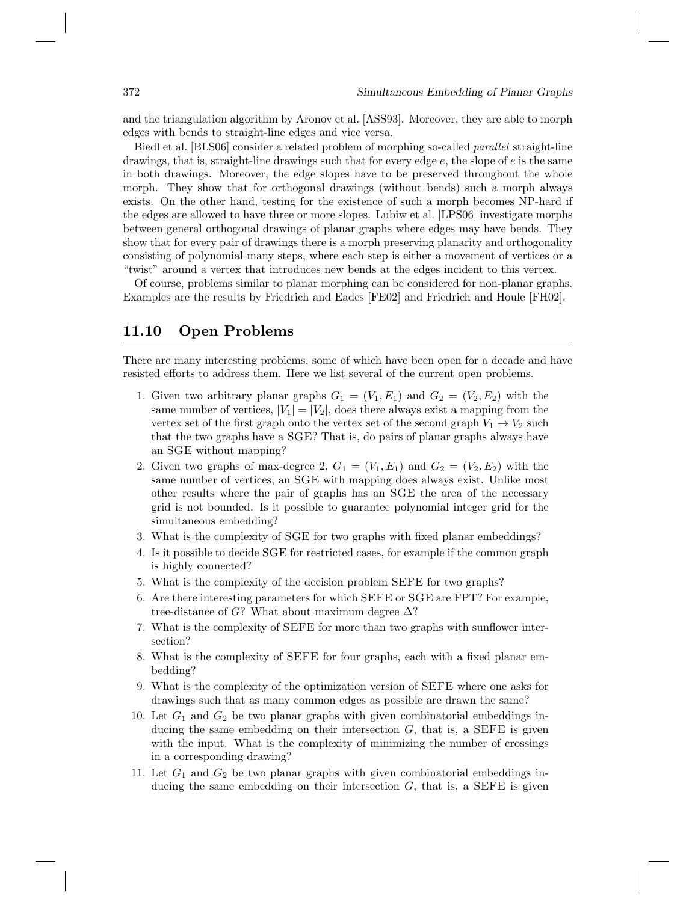and the triangulation algorithm by Aronov et al. [ASS93]. Moreover, they are able to morph edges with bends to straight-line edges and vice versa.

Biedl et al. [BLS06] consider a related problem of morphing so-called *parallel* straight-line drawings, that is, straight-line drawings such that for every edge $e$, the slope of $e$ is the same in both drawings. Moreover, the edge slopes have to be preserved throughout the whole morph. They show that for orthogonal drawings (without bends) such a morph always exists. On the other hand, testing for the existence of such a morph becomes NP-hard if the edges are allowed to have three or more slopes. Lubiw et al. [LPS06] investigate morphs between general orthogonal drawings of planar graphs where edges may have bends. They show that for every pair of drawings there is a morph preserving planarity and orthogonality consisting of polynomial many steps, where each step is either a movement of vertices or a "twist" around a vertex that introduces new bends at the edges incident to this vertex.

Of course, problems similar to planar morphing can be considered for non-planar graphs. Examples are the results by Friedrich and Eades [FE02] and Friedrich and Houle [FH02].

## 11.10 Open Problems

There are many interesting problems, some of which have been open for a decade and have resisted efforts to address them. Here we list several of the current open problems.

1. Given two arbitrary planar graphs $G_1 = (V_1, E_1)$ and $G_2 = (V_2, E_2)$ with the same number of vertices, $|V_1| = |V_2|$, does there always exist a mapping from the vertex set of the first graph onto the vertex set of the second graph $V_1 \to V_2$ such that the two graphs have a SGE? That is, do pairs of planar graphs always have an SGE without mapping?
2. Given two graphs of max-degree 2, $G_1 = (V_1, E_1)$ and $G_2 = (V_2, E_2)$ with the same number of vertices, an SGE with mapping does always exist. Unlike most other results where the pair of graphs has an SGE the area of the necessary grid is not bounded. Is it possible to guarantee polynomial integer grid for the simultaneous embedding?
3. What is the complexity of SGE for two graphs with fixed planar embeddings?
4. Is it possible to decide SGE for restricted cases, for example if the common graph is highly connected?
5. What is the complexity of the decision problem SEFE for two graphs?
6. Are there interesting parameters for which SEFE or SGE are FPT? For example, tree-distance of $G$? What about maximum degree $\Delta$?
7. What is the complexity of SEFE for more than two graphs with sunflower intersection?
8. What is the complexity of SEFE for four graphs, each with a fixed planar embedding?
9. What is the complexity of the optimization version of SEFE where one asks for drawings such that as many common edges as possible are drawn the same?
10. Let $G_1$ and $G_2$ be two planar graphs with given combinatorial embeddings inducing the same embedding on their intersection $G$, that is, a SEFE is given with the input. What is the complexity of minimizing the number of crossings in a corresponding drawing?
11. Let $G_1$ and $G_2$ be two planar graphs with given combinatorial embeddings inducing the same embedding on their intersection $G$, that is, a SEFE is given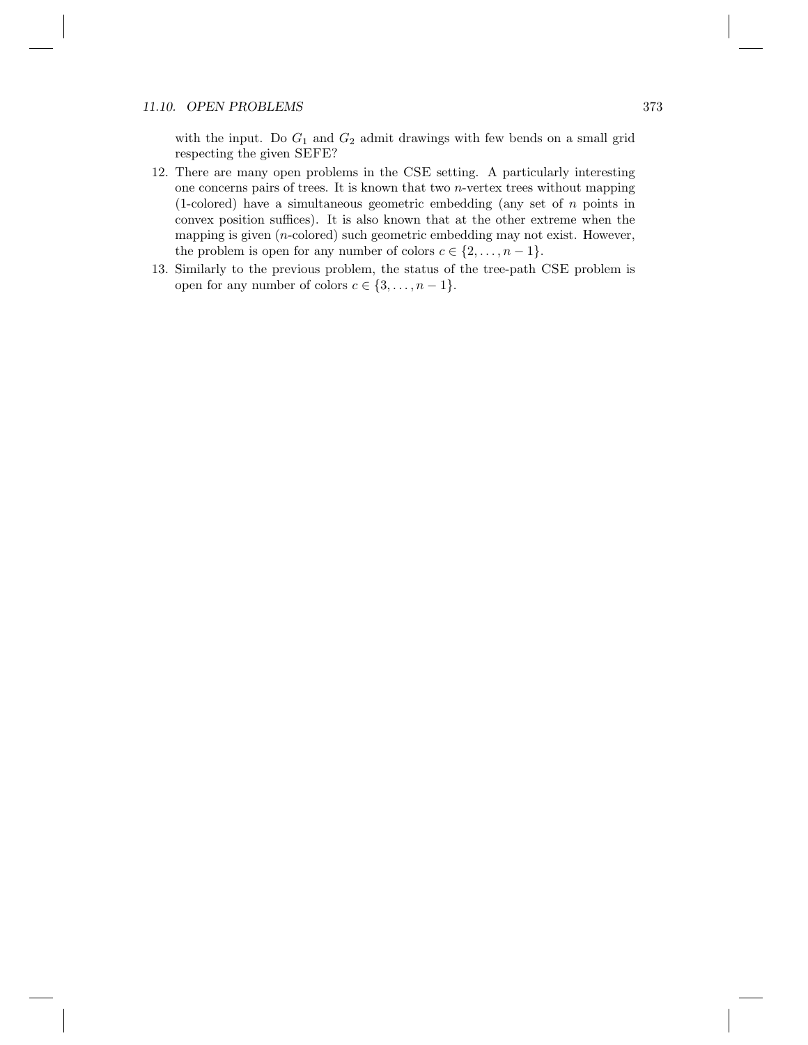with the input. Do $G_1$ and $G_2$ admit drawings with few bends on a small grid respecting the given SEFE?

12. There are many open problems in the CSE setting. A particularly interesting one concerns pairs of trees. It is known that two $n$-vertex trees without mapping (1-colored) have a simultaneous geometric embedding (any set of $n$ points in convex position suffices). It is also known that at the other extreme when the mapping is given ($n$-colored) such geometric embedding may not exist. However, the problem is open for any number of colors $c \in \{2, \ldots, n-1\}$.
13. Similarly to the previous problem, the status of the tree-path CSE problem is open for any number of colors $c \in \{3, \ldots, n-1\}$.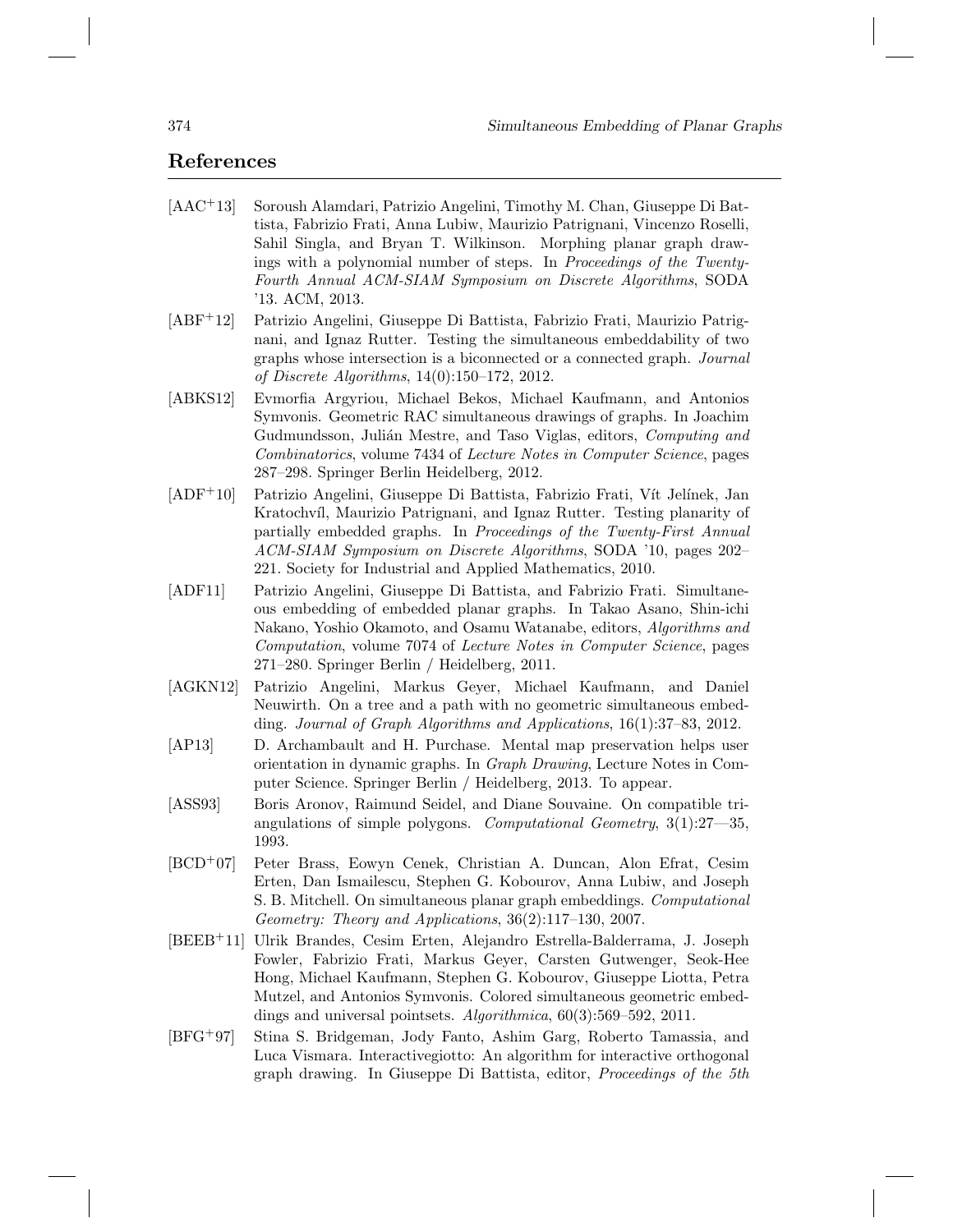## References

[AAC+13] Soroush Alamdari, Patrizio Angelini, Timothy M. Chan, Giuseppe Di Battista, Fabrizio Frati, Anna Lubiw, Maurizio Patrignani, Vincenzo Roselli, Sahil Singla, and Bryan T. Wilkinson. Morphing planar graph drawings with a polynomial number of steps. In *Proceedings of the Twenty-Fourth Annual ACM-SIAM Symposium on Discrete Algorithms*, SODA '13. ACM, 2013.

[ABF+12] Patrizio Angelini, Giuseppe Di Battista, Fabrizio Frati, Maurizio Patrignani, and Ignaz Rutter. Testing the simultaneous embeddability of two graphs whose intersection is a biconnected or a connected graph. *Journal of Discrete Algorithms*, 14(0):150–172, 2012.

[ABKS12] Evmorfia Argyriou, Michael Bekos, Michael Kaufmann, and Antonios Symvonis. Geometric RAC simultaneous drawings of graphs. In Joachim Gudmundsson, Julián Mestre, and Taso Viglas, editors, *Computing and Combinatorics*, volume 7434 of *Lecture Notes in Computer Science*, pages 287–298. Springer Berlin Heidelberg, 2012.

[ADF+10] Patrizio Angelini, Giuseppe Di Battista, Fabrizio Frati, Vít Jelínek, Jan Kratochvíl, Maurizio Patrignani, and Ignaz Rutter. Testing planarity of partially embedded graphs. In *Proceedings of the Twenty-First Annual ACM-SIAM Symposium on Discrete Algorithms*, SODA '10, pages 202–221. Society for Industrial and Applied Mathematics, 2010.

[ADF11] Patrizio Angelini, Giuseppe Di Battista, and Fabrizio Frati. Simultaneous embedding of embedded planar graphs. In Takao Asano, Shin-ichi Nakano, Yoshio Okamoto, and Osamu Watanabe, editors, *Algorithms and Computation*, volume 7074 of *Lecture Notes in Computer Science*, pages 271–280. Springer Berlin / Heidelberg, 2011.

[AGKN12] Patrizio Angelini, Markus Geyer, Michael Kaufmann, and Daniel Neuwirth. On a tree and a path with no geometric simultaneous embedding. *Journal of Graph Algorithms and Applications*, 16(1):37–83, 2012.

[AP13] D. Archambault and H. Purchase. Mental map preservation helps user orientation in dynamic graphs. In *Graph Drawing*, Lecture Notes in Computer Science. Springer Berlin / Heidelberg, 2013. To appear.

[ASS93] Boris Aronov, Raimund Seidel, and Diane Souvaine. On compatible triangulations of simple polygons. *Computational Geometry*, 3(1):27—35, 1993.

[BCD+07] Peter Brass, Eowyn Cenek, Christian A. Duncan, Alon Efrat, Cesim Erten, Dan Ismailescu, Stephen G. Kobourov, Anna Lubiw, and Joseph S. B. Mitchell. On simultaneous planar graph embeddings. *Computational Geometry: Theory and Applications*, 36(2):117–130, 2007.

[BEEB+11] Ulrik Brandes, Cesim Erten, Alejandro Estrella-Balderrama, J. Joseph Fowler, Fabrizio Frati, Markus Geyer, Carsten Gutwenger, Seok-Hee Hong, Michael Kaufmann, Stephen G. Kobourov, Giuseppe Liotta, Petra Mutzel, and Antonios Symvonis. Colored simultaneous geometric embeddings and universal pointsets. *Algorithmica*, 60(3):569–592, 2011.

[BFG+97] Stina S. Bridgeman, Jody Fanto, Ashim Garg, Roberto Tamassia, and Luca Vismara. Interactivegiotto: An algorithm for interactive orthogonal graph drawing. In Giuseppe Di Battista, editor, *Proceedings of the 5th*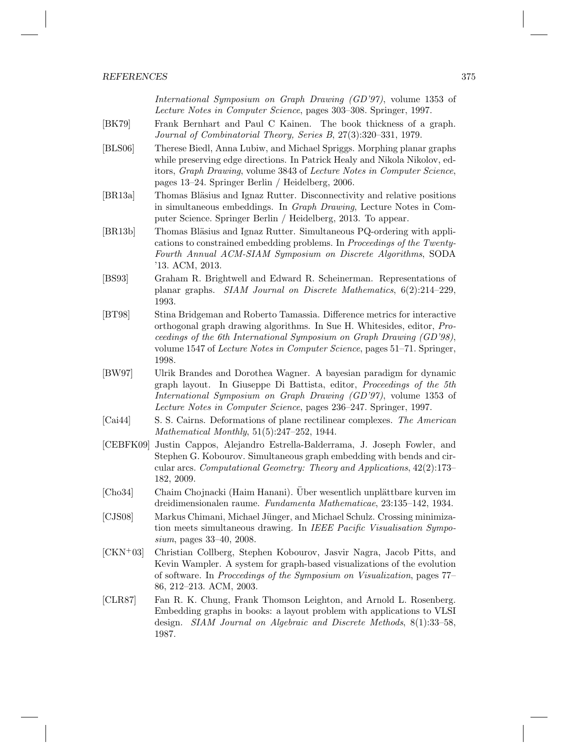*International Symposium on Graph Drawing (GD'97)*, volume 1353 of *Lecture Notes in Computer Science*, pages 303–308. Springer, 1997.

[BK79] Frank Bernhart and Paul C Kainen. The book thickness of a graph. *Journal of Combinatorial Theory, Series B*, 27(3):320–331, 1979.

[BLS06] Therese Biedl, Anna Lubiw, and Michael Spriggs. Morphing planar graphs while preserving edge directions. In Patrick Healy and Nikola Nikolov, editors, *Graph Drawing*, volume 3843 of *Lecture Notes in Computer Science*, pages 13–24. Springer Berlin / Heidelberg, 2006.

[BR13a] Thomas Bläsius and Ignaz Rutter. Disconnectivity and relative positions in simultaneous embeddings. In *Graph Drawing*, Lecture Notes in Computer Science. Springer Berlin / Heidelberg, 2013. To appear.

[BR13b] Thomas Bläsius and Ignaz Rutter. Simultaneous PQ-ordering with applications to constrained embedding problems. In *Proceedings of the Twenty-Fourth Annual ACM-SIAM Symposium on Discrete Algorithms*, SODA '13. ACM, 2013.

[BS93] Graham R. Brightwell and Edward R. Scheinerman. Representations of planar graphs. *SIAM Journal on Discrete Mathematics*, 6(2):214–229, 1993.

[BT98] Stina Bridgeman and Roberto Tamassia. Difference metrics for interactive orthogonal graph drawing algorithms. In Sue H. Whitesides, editor, *Proceedings of the 6th International Symposium on Graph Drawing (GD'98)*, volume 1547 of *Lecture Notes in Computer Science*, pages 51–71. Springer, 1998.

[BW97] Ulrik Brandes and Dorothea Wagner. A bayesian paradigm for dynamic graph layout. In Giuseppe Di Battista, editor, *Proceedings of the 5th International Symposium on Graph Drawing (GD'97)*, volume 1353 of *Lecture Notes in Computer Science*, pages 236–247. Springer, 1997.

[Cai44] S. S. Cairns. Deformations of plane rectilinear complexes. *The American Mathematical Monthly*, 51(5):247–252, 1944.

[CEBFK09] Justin Cappos, Alejandro Estrella-Balderrama, J. Joseph Fowler, and Stephen G. Kobourov. Simultaneous graph embedding with bends and circular arcs. *Computational Geometry: Theory and Applications*, 42(2):173–182, 2009.

[Cho34] Chaim Chojnacki (Haim Hanani). Über wesentlich unplättbare kurven im dreidimensionalen raume. *Fundamenta Mathematicae*, 23:135–142, 1934.

[CJS08] Markus Chimani, Michael Jünger, and Michael Schulz. Crossing minimization meets simultaneous drawing. In *IEEE Pacific Visualisation Symposium*, pages 33–40, 2008.

[CKN+03] Christian Collberg, Stephen Kobourov, Jasvir Nagra, Jacob Pitts, and Kevin Wampler. A system for graph-based visualizations of the evolution of software. In *Proccedings of the Symposium on Visualization*, pages 77–86, 212–213. ACM, 2003.

[CLR87] Fan R. K. Chung, Frank Thomson Leighton, and Arnold L. Rosenberg. Embedding graphs in books: a layout problem with applications to VLSI design. *SIAM Journal on Algebraic and Discrete Methods*, 8(1):33–58, 1987.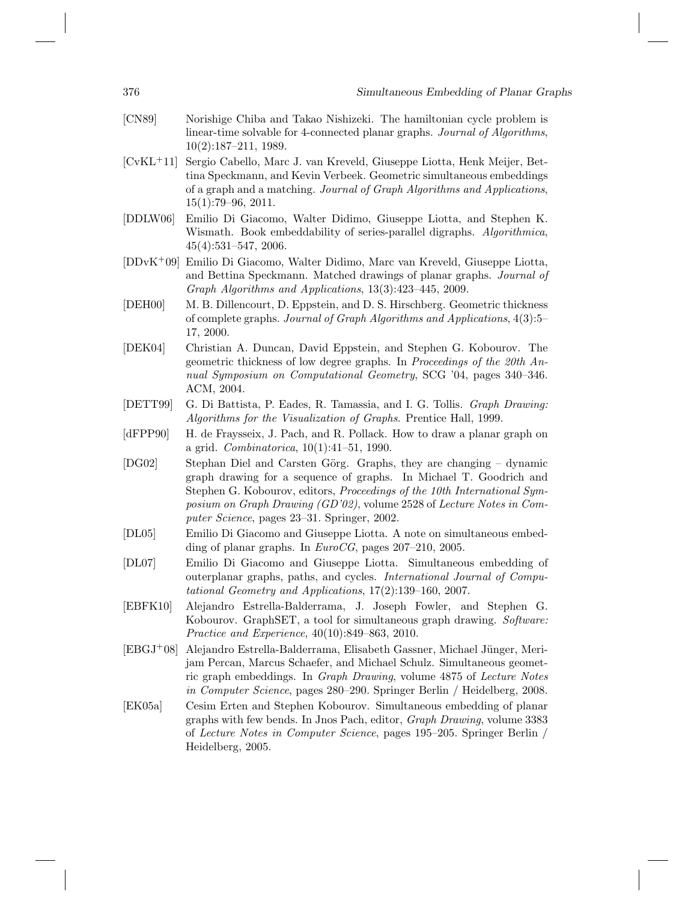[CN89] Norishige Chiba and Takao Nishizeki. The hamiltonian cycle problem is linear-time solvable for 4-connected planar graphs. *Journal of Algorithms*, 10(2):187–211, 1989.

[CvKL+11] Sergio Cabello, Marc J. van Kreveld, Giuseppe Liotta, Henk Meijer, Bettina Speckmann, and Kevin Verbeek. Geometric simultaneous embeddings of a graph and a matching. *Journal of Graph Algorithms and Applications*, 15(1):79–96, 2011.

[DDLW06] Emilio Di Giacomo, Walter Didimo, Giuseppe Liotta, and Stephen K. Wismath. Book embeddability of series-parallel digraphs. *Algorithmica*, 45(4):531–547, 2006.

[DDvK+09] Emilio Di Giacomo, Walter Didimo, Marc van Kreveld, Giuseppe Liotta, and Bettina Speckmann. Matched drawings of planar graphs. *Journal of Graph Algorithms and Applications*, 13(3):423–445, 2009.

[DEH00] M. B. Dillencourt, D. Eppstein, and D. S. Hirschberg. Geometric thickness of complete graphs. *Journal of Graph Algorithms and Applications*, 4(3):5–17, 2000.

[DEK04] Christian A. Duncan, David Eppstein, and Stephen G. Kobourov. The geometric thickness of low degree graphs. In *Proceedings of the 20th Annual Symposium on Computational Geometry*, SCG '04, pages 340–346. ACM, 2004.

[DETT99] G. Di Battista, P. Eades, R. Tamassia, and I. G. Tollis. *Graph Drawing: Algorithms for the Visualization of Graphs*. Prentice Hall, 1999.

[dFPP90] H. de Fraysseix, J. Pach, and R. Pollack. How to draw a planar graph on a grid. *Combinatorica*, 10(1):41–51, 1990.

[DG02] Stephan Diel and Carsten Görg. Graphs, they are changing – dynamic graph drawing for a sequence of graphs. In Michael T. Goodrich and Stephen G. Kobourov, editors, *Proceedings of the 10th International Symposium on Graph Drawing (GD'02)*, volume 2528 of *Lecture Notes in Computer Science*, pages 23–31. Springer, 2002.

[DL05] Emilio Di Giacomo and Giuseppe Liotta. A note on simultaneous embedding of planar graphs. In *EuroCG*, pages 207–210, 2005.

[DL07] Emilio Di Giacomo and Giuseppe Liotta. Simultaneous embedding of outerplanar graphs, paths, and cycles. *International Journal of Computational Geometry and Applications*, 17(2):139–160, 2007.

[EBFK10] Alejandro Estrella-Balderrama, J. Joseph Fowler, and Stephen G. Kobourov. GraphSET, a tool for simultaneous graph drawing. *Software: Practice and Experience*, 40(10):849–863, 2010.

[EBGJ+08] Alejandro Estrella-Balderrama, Elisabeth Gassner, Michael Jünger, Merijam Percan, Marcus Schaefer, and Michael Schulz. Simultaneous geometric graph embeddings. In *Graph Drawing*, volume 4875 of *Lecture Notes in Computer Science*, pages 280–290. Springer Berlin / Heidelberg, 2008.

[EK05a] Cesim Erten and Stephen Kobourov. Simultaneous embedding of planar graphs with few bends. In Jnos Pach, editor, *Graph Drawing*, volume 3383 of *Lecture Notes in Computer Science*, pages 195–205. Springer Berlin / Heidelberg, 2005.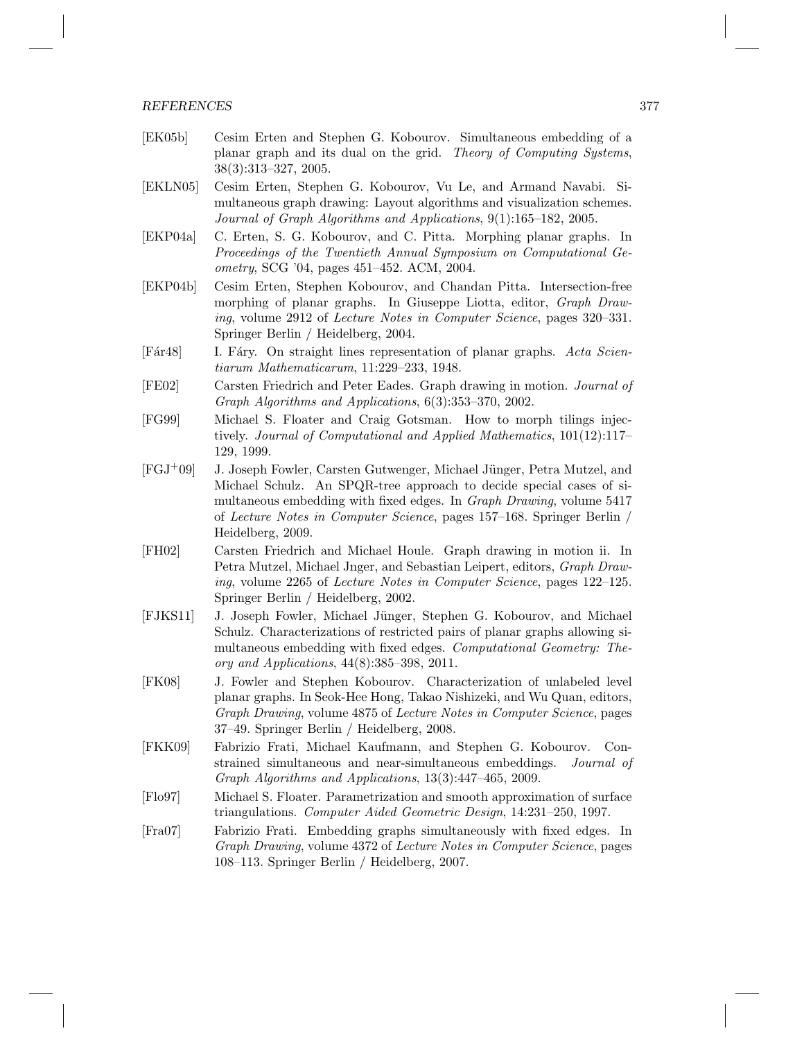[EK05b] Cesim Erten and Stephen G. Kobourov. Simultaneous embedding of a planar graph and its dual on the grid. *Theory of Computing Systems*, 38(3):313–327, 2005.

[EKLN05] Cesim Erten, Stephen G. Kobourov, Vu Le, and Armand Navabi. Simultaneous graph drawing: Layout algorithms and visualization schemes. *Journal of Graph Algorithms and Applications*, 9(1):165–182, 2005.

[EKP04a] C. Erten, S. G. Kobourov, and C. Pitta. Morphing planar graphs. In *Proceedings of the Twentieth Annual Symposium on Computational Geometry*, SCG '04, pages 451–452. ACM, 2004.

[EKP04b] Cesim Erten, Stephen Kobourov, and Chandan Pitta. Intersection-free morphing of planar graphs. In Giuseppe Liotta, editor, *Graph Drawing*, volume 2912 of *Lecture Notes in Computer Science*, pages 320–331. Springer Berlin / Heidelberg, 2004.

[Fár48] I. Fáry. On straight lines representation of planar graphs. *Acta Scientiarum Mathematicarum*, 11:229–233, 1948.

[FE02] Carsten Friedrich and Peter Eades. Graph drawing in motion. *Journal of Graph Algorithms and Applications*, 6(3):353–370, 2002.

[FG99] Michael S. Floater and Craig Gotsman. How to morph tilings injectively. *Journal of Computational and Applied Mathematics*, 101(12):117–129, 1999.

[FGJ+09] J. Joseph Fowler, Carsten Gutwenger, Michael Jünger, Petra Mutzel, and Michael Schulz. An SPQR-tree approach to decide special cases of simultaneous embedding with fixed edges. In *Graph Drawing*, volume 5417 of *Lecture Notes in Computer Science*, pages 157–168. Springer Berlin / Heidelberg, 2009.

[FH02] Carsten Friedrich and Michael Houle. Graph drawing in motion ii. In Petra Mutzel, Michael Jnger, and Sebastian Leipert, editors, *Graph Drawing*, volume 2265 of *Lecture Notes in Computer Science*, pages 122–125. Springer Berlin / Heidelberg, 2002.

[FJKS11] J. Joseph Fowler, Michael Jünger, Stephen G. Kobourov, and Michael Schulz. Characterizations of restricted pairs of planar graphs allowing simultaneous embedding with fixed edges. *Computational Geometry: Theory and Applications*, 44(8):385–398, 2011.

[FK08] J. Fowler and Stephen Kobourov. Characterization of unlabeled level planar graphs. In Seok-Hee Hong, Takao Nishizeki, and Wu Quan, editors, *Graph Drawing*, volume 4875 of *Lecture Notes in Computer Science*, pages 37–49. Springer Berlin / Heidelberg, 2008.

[FKK09] Fabrizio Frati, Michael Kaufmann, and Stephen G. Kobourov. Constrained simultaneous and near-simultaneous embeddings. *Journal of Graph Algorithms and Applications*, 13(3):447–465, 2009.

[Flo97] Michael S. Floater. Parametrization and smooth approximation of surface triangulations. *Computer Aided Geometric Design*, 14:231–250, 1997.

[Fra07] Fabrizio Frati. Embedding graphs simultaneously with fixed edges. In *Graph Drawing*, volume 4372 of *Lecture Notes in Computer Science*, pages 108–113. Springer Berlin / Heidelberg, 2007.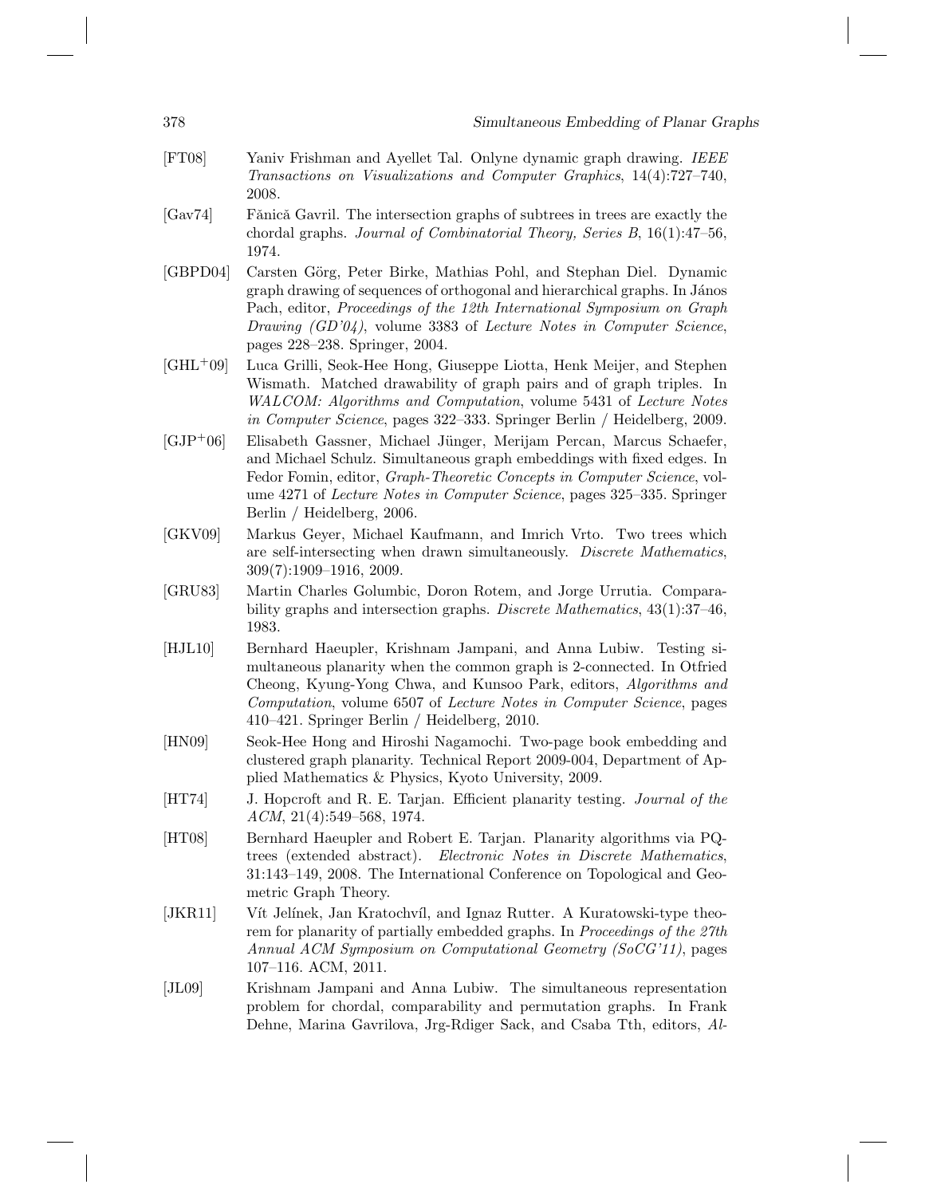[FT08] Yaniv Frishman and Ayellet Tal. Onlyne dynamic graph drawing. *IEEE Transactions on Visualizations and Computer Graphics*, 14(4):727–740, 2008.

[Gav74] Fănică Gavril. The intersection graphs of subtrees in trees are exactly the chordal graphs. *Journal of Combinatorial Theory, Series B*, 16(1):47–56, 1974.

[GBPD04] Carsten Görg, Peter Birke, Mathias Pohl, and Stephan Diel. Dynamic graph drawing of sequences of orthogonal and hierarchical graphs. In János Pach, editor, *Proceedings of the 12th International Symposium on Graph Drawing (GD'04)*, volume 3383 of *Lecture Notes in Computer Science*, pages 228–238. Springer, 2004.

[GHL+09] Luca Grilli, Seok-Hee Hong, Giuseppe Liotta, Henk Meijer, and Stephen Wismath. Matched drawability of graph pairs and of graph triples. In *WALCOM: Algorithms and Computation*, volume 5431 of *Lecture Notes in Computer Science*, pages 322–333. Springer Berlin / Heidelberg, 2009.

[GJP+06] Elisabeth Gassner, Michael Jünger, Merijam Percan, Marcus Schaefer, and Michael Schulz. Simultaneous graph embeddings with fixed edges. In Fedor Fomin, editor, *Graph-Theoretic Concepts in Computer Science*, volume 4271 of *Lecture Notes in Computer Science*, pages 325–335. Springer Berlin / Heidelberg, 2006.

[GKV09] Markus Geyer, Michael Kaufmann, and Imrich Vrto. Two trees which are self-intersecting when drawn simultaneously. *Discrete Mathematics*, 309(7):1909–1916, 2009.

[GRU83] Martin Charles Golumbic, Doron Rotem, and Jorge Urrutia. Comparability graphs and intersection graphs. *Discrete Mathematics*, 43(1):37–46, 1983.

[HJL10] Bernhard Haeupler, Krishnam Jampani, and Anna Lubiw. Testing simultaneous planarity when the common graph is 2-connected. In Otfried Cheong, Kyung-Yong Chwa, and Kunsoo Park, editors, *Algorithms and Computation*, volume 6507 of *Lecture Notes in Computer Science*, pages 410–421. Springer Berlin / Heidelberg, 2010.

[HN09] Seok-Hee Hong and Hiroshi Nagamochi. Two-page book embedding and clustered graph planarity. Technical Report 2009-004, Department of Applied Mathematics & Physics, Kyoto University, 2009.

[HT74] J. Hopcroft and R. E. Tarjan. Efficient planarity testing. *Journal of the ACM*, 21(4):549–568, 1974.

[HT08] Bernhard Haeupler and Robert E. Tarjan. Planarity algorithms via PQ-trees (extended abstract). *Electronic Notes in Discrete Mathematics*, 31:143–149, 2008. The International Conference on Topological and Geometric Graph Theory.

[JKR11] Vít Jelínek, Jan Kratochvíl, and Ignaz Rutter. A Kuratowski-type theorem for planarity of partially embedded graphs. In *Proceedings of the 27th Annual ACM Symposium on Computational Geometry (SoCG'11)*, pages 107–116. ACM, 2011.

[JL09] Krishnam Jampani and Anna Lubiw. The simultaneous representation problem for chordal, comparability and permutation graphs. In Frank Dehne, Marina Gavrilova, Jrg-Rdiger Sack, and Csaba Tth, editors, *Al-*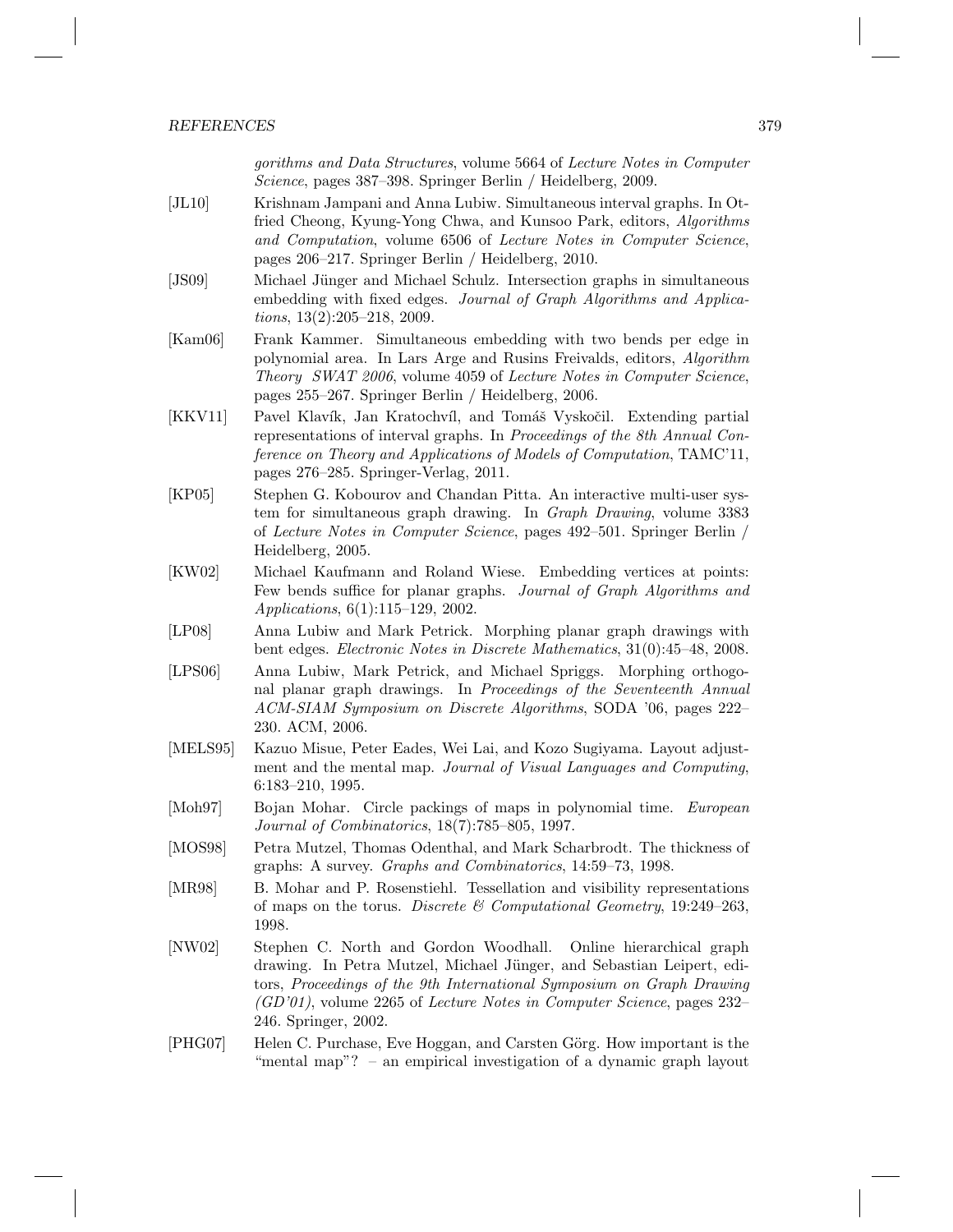*gorithms and Data Structures*, volume 5664 of *Lecture Notes in Computer Science*, pages 387–398. Springer Berlin / Heidelberg, 2009.

[JL10] Krishnam Jampani and Anna Lubiw. Simultaneous interval graphs. In Otfried Cheong, Kyung-Yong Chwa, and Kunsoo Park, editors, *Algorithms and Computation*, volume 6506 of *Lecture Notes in Computer Science*, pages 206–217. Springer Berlin / Heidelberg, 2010.

[JS09] Michael Jünger and Michael Schulz. Intersection graphs in simultaneous embedding with fixed edges. *Journal of Graph Algorithms and Applications*, 13(2):205–218, 2009.

[Kam06] Frank Kammer. Simultaneous embedding with two bends per edge in polynomial area. In Lars Arge and Rusins Freivalds, editors, *Algorithm Theory SWAT 2006*, volume 4059 of *Lecture Notes in Computer Science*, pages 255–267. Springer Berlin / Heidelberg, 2006.

[KKV11] Pavel Klavík, Jan Kratochvíl, and Tomáš Vyskočil. Extending partial representations of interval graphs. In *Proceedings of the 8th Annual Conference on Theory and Applications of Models of Computation*, TAMC'11, pages 276–285. Springer-Verlag, 2011.

[KP05] Stephen G. Kobourov and Chandan Pitta. An interactive multi-user system for simultaneous graph drawing. In *Graph Drawing*, volume 3383 of *Lecture Notes in Computer Science*, pages 492–501. Springer Berlin / Heidelberg, 2005.

[KW02] Michael Kaufmann and Roland Wiese. Embedding vertices at points: Few bends suffice for planar graphs. *Journal of Graph Algorithms and Applications*, 6(1):115–129, 2002.

[LP08] Anna Lubiw and Mark Petrick. Morphing planar graph drawings with bent edges. *Electronic Notes in Discrete Mathematics*, 31(0):45–48, 2008.

[LPS06] Anna Lubiw, Mark Petrick, and Michael Spriggs. Morphing orthogonal planar graph drawings. In *Proceedings of the Seventeenth Annual ACM-SIAM Symposium on Discrete Algorithms*, SODA '06, pages 222–230. ACM, 2006.

[MELS95] Kazuo Misue, Peter Eades, Wei Lai, and Kozo Sugiyama. Layout adjustment and the mental map. *Journal of Visual Languages and Computing*, 6:183–210, 1995.

[Moh97] Bojan Mohar. Circle packings of maps in polynomial time. *European Journal of Combinatorics*, 18(7):785–805, 1997.

[MOS98] Petra Mutzel, Thomas Odenthal, and Mark Scharbrodt. The thickness of graphs: A survey. *Graphs and Combinatorics*, 14:59–73, 1998.

[MR98] B. Mohar and P. Rosenstiehl. Tessellation and visibility representations of maps on the torus. *Discrete & Computational Geometry*, 19:249–263, 1998.

[NW02] Stephen C. North and Gordon Woodhall. Online hierarchical graph drawing. In Petra Mutzel, Michael Jünger, and Sebastian Leipert, editors, *Proceedings of the 9th International Symposium on Graph Drawing (GD'01)*, volume 2265 of *Lecture Notes in Computer Science*, pages 232–246. Springer, 2002.

[PHG07] Helen C. Purchase, Eve Hoggan, and Carsten Görg. How important is the "mental map"? – an empirical investigation of a dynamic graph layout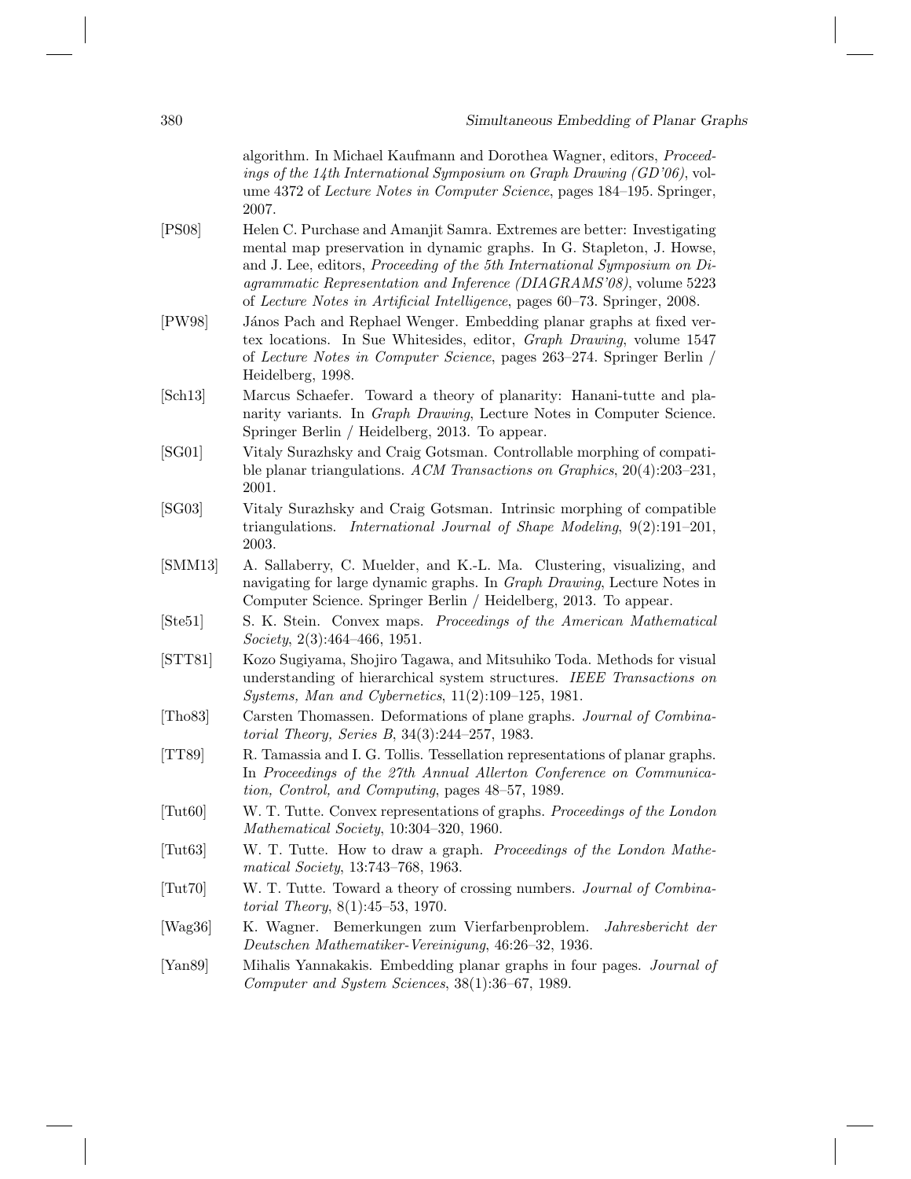algorithm. In Michael Kaufmann and Dorothea Wagner, editors, *Proceedings of the 14th International Symposium on Graph Drawing (GD'06)*, volume 4372 of *Lecture Notes in Computer Science*, pages 184–195. Springer, 2007.

[PS08] Helen C. Purchase and Amanjit Samra. Extremes are better: Investigating mental map preservation in dynamic graphs. In G. Stapleton, J. Howse, and J. Lee, editors, *Proceeding of the 5th International Symposium on Diagrammatic Representation and Inference (DIAGRAMS'08)*, volume 5223 of *Lecture Notes in Artificial Intelligence*, pages 60–73. Springer, 2008.

[PW98] János Pach and Rephael Wenger. Embedding planar graphs at fixed vertex locations. In Sue Whitesides, editor, *Graph Drawing*, volume 1547 of *Lecture Notes in Computer Science*, pages 263–274. Springer Berlin / Heidelberg, 1998.

[Sch13] Marcus Schaefer. Toward a theory of planarity: Hanani-tutte and planarity variants. In *Graph Drawing*, Lecture Notes in Computer Science. Springer Berlin / Heidelberg, 2013. To appear.

[SG01] Vitaly Surazhsky and Craig Gotsman. Controllable morphing of compatible planar triangulations. *ACM Transactions on Graphics*, 20(4):203–231, 2001.

[SG03] Vitaly Surazhsky and Craig Gotsman. Intrinsic morphing of compatible triangulations. *International Journal of Shape Modeling*, 9(2):191–201, 2003.

[SMM13] A. Sallaberry, C. Muelder, and K.-L. Ma. Clustering, visualizing, and navigating for large dynamic graphs. In *Graph Drawing*, Lecture Notes in Computer Science. Springer Berlin / Heidelberg, 2013. To appear.

[Ste51] S. K. Stein. Convex maps. *Proceedings of the American Mathematical Society*, 2(3):464–466, 1951.

[STT81] Kozo Sugiyama, Shojiro Tagawa, and Mitsuhiko Toda. Methods for visual understanding of hierarchical system structures. *IEEE Transactions on Systems, Man and Cybernetics*, 11(2):109–125, 1981.

[Tho83] Carsten Thomassen. Deformations of plane graphs. *Journal of Combinatorial Theory, Series B*, 34(3):244–257, 1983.

[TT89] R. Tamassia and I. G. Tollis. Tessellation representations of planar graphs. In *Proceedings of the 27th Annual Allerton Conference on Communication, Control, and Computing*, pages 48–57, 1989.

[Tut60] W. T. Tutte. Convex representations of graphs. *Proceedings of the London Mathematical Society*, 10:304–320, 1960.

[Tut63] W. T. Tutte. How to draw a graph. *Proceedings of the London Mathematical Society*, 13:743–768, 1963.

[Tut70] W. T. Tutte. Toward a theory of crossing numbers. *Journal of Combinatorial Theory*, 8(1):45–53, 1970.

[Wag36] K. Wagner. Bemerkungen zum Vierfarbenproblem. *Jahresbericht der Deutschen Mathematiker-Vereinigung*, 46:26–32, 1936.

[Yan89] Mihalis Yannakakis. Embedding planar graphs in four pages. *Journal of Computer and System Sciences*, 38(1):36–67, 1989.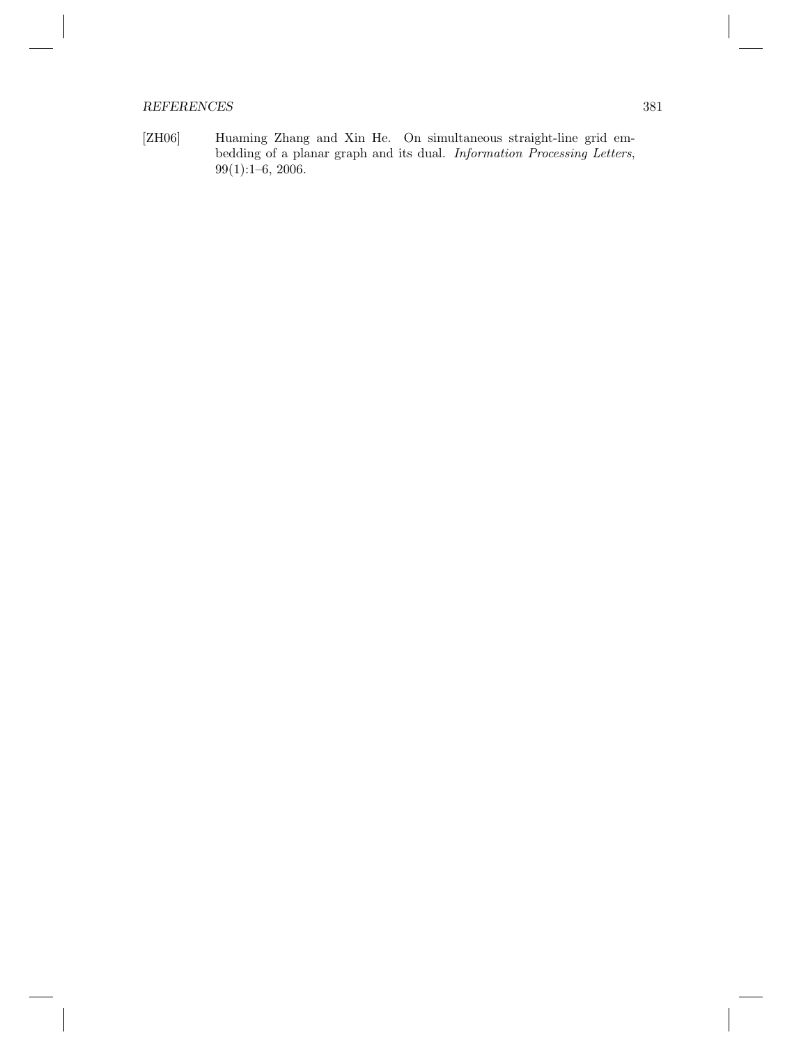[ZH06] Huaming Zhang and Xin He. On simultaneous straight-line grid embedding of a planar graph and its dual. *Information Processing Letters*, 99(1):1–6, 2006.